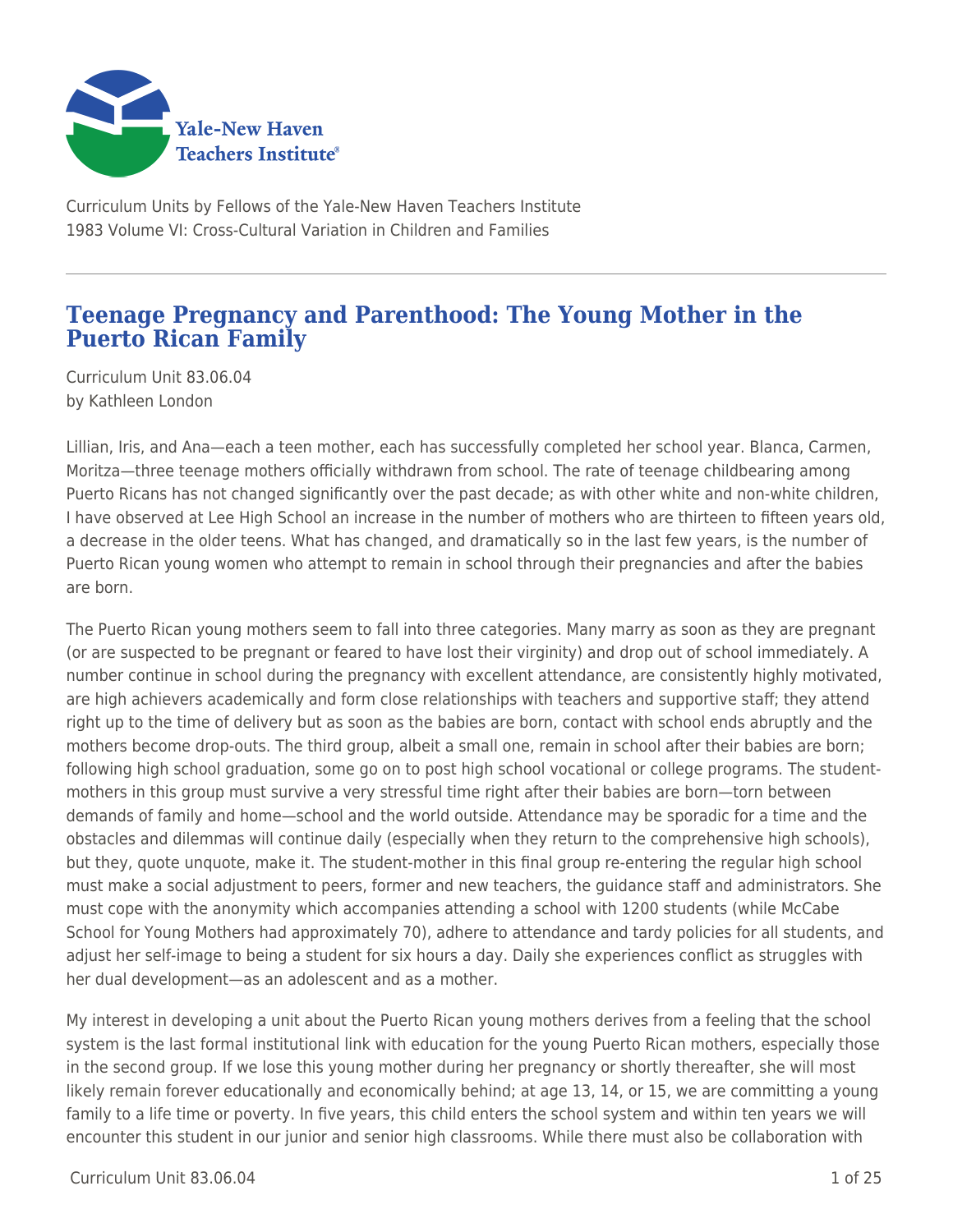Curriculum Units by Fellows of the Yale-New Haven Teachers Institute
1983 Volume VI: Cross-Cultural Variation in Children and Families

# Teenage Pregnancy and Parenthood: The Young Mother in the Puerto Rican Family

Curriculum Unit 83.06.04
by Kathleen London

Lillian, Iris, and Ana—each a teen mother, each has successfully completed her school year. Blanca, Carmen, Moritza—three teenage mothers officially withdrawn from school. The rate of teenage childbearing among Puerto Ricans has not changed significantly over the past decade; as with other white and non-white children, I have observed at Lee High School an increase in the number of mothers who are thirteen to fifteen years old, a decrease in the older teens. What has changed, and dramatically so in the last few years, is the number of Puerto Rican young women who attempt to remain in school through their pregnancies and after the babies are born.

The Puerto Rican young mothers seem to fall into three categories. Many marry as soon as they are pregnant (or are suspected to be pregnant or feared to have lost their virginity) and drop out of school immediately. A number continue in school during the pregnancy with excellent attendance, are consistently highly motivated, are high achievers academically and form close relationships with teachers and supportive staff; they attend right up to the time of delivery but as soon as the babies are born, contact with school ends abruptly and the mothers become drop-outs. The third group, albeit a small one, remain in school after their babies are born; following high school graduation, some go on to post high school vocational or college programs. The student-mothers in this group must survive a very stressful time right after their babies are born—torn between demands of family and home—school and the world outside. Attendance may be sporadic for a time and the obstacles and dilemmas will continue daily (especially when they return to the comprehensive high schools), but they, quote unquote, make it. The student-mother in this final group re-entering the regular high school must make a social adjustment to peers, former and new teachers, the guidance staff and administrators. She must cope with the anonymity which accompanies attending a school with 1200 students (while McCabe School for Young Mothers had approximately 70), adhere to attendance and tardy policies for all students, and adjust her self-image to being a student for six hours a day. Daily she experiences conflict as struggles with her dual development—as an adolescent and as a mother.

My interest in developing a unit about the Puerto Rican young mothers derives from a feeling that the school system is the last formal institutional link with education for the young Puerto Rican mothers, especially those in the second group. If we lose this young mother during her pregnancy or shortly thereafter, she will most likely remain forever educationally and economically behind; at age 13, 14, or 15, we are committing a young family to a life time or poverty. In five years, this child enters the school system and within ten years we will encounter this student in our junior and senior high classrooms. While there must also be collaboration with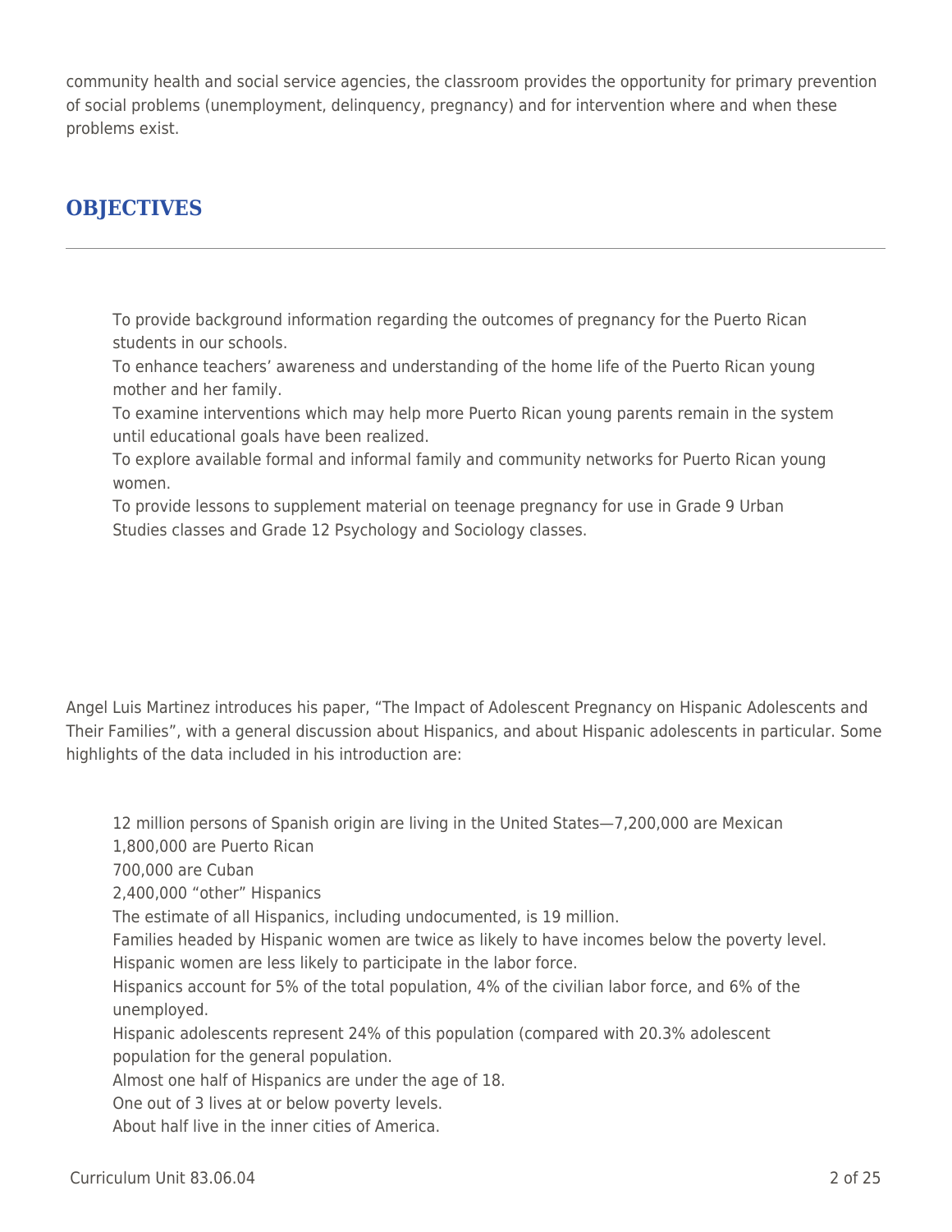community health and social service agencies, the classroom provides the opportunity for primary prevention of social problems (unemployment, delinquency, pregnancy) and for intervention where and when these problems exist.

## OBJECTIVES

- To provide background information regarding the outcomes of pregnancy for the Puerto Rican students in our schools.
- To enhance teachers' awareness and understanding of the home life of the Puerto Rican young mother and her family.
- To examine interventions which may help more Puerto Rican young parents remain in the system until educational goals have been realized.
- To explore available formal and informal family and community networks for Puerto Rican young women.
- To provide lessons to supplement material on teenage pregnancy for use in Grade 9 Urban Studies classes and Grade 12 Psychology and Sociology classes.

Angel Luis Martinez introduces his paper, "The Impact of Adolescent Pregnancy on Hispanic Adolescents and Their Families", with a general discussion about Hispanics, and about Hispanic adolescents in particular. Some highlights of the data included in his introduction are:

- 12 million persons of Spanish origin are living in the United States—7,200,000 are Mexican
- 1,800,000 are Puerto Rican
- 700,000 are Cuban
- 2,400,000 "other" Hispanics
- The estimate of all Hispanics, including undocumented, is 19 million.
- Families headed by Hispanic women are twice as likely to have incomes below the poverty level.
- Hispanic women are less likely to participate in the labor force.
- Hispanics account for 5% of the total population, 4% of the civilian labor force, and 6% of the unemployed.
- Hispanic adolescents represent 24% of this population (compared with 20.3% adolescent population for the general population.
- Almost one half of Hispanics are under the age of 18.
- One out of 3 lives at or below poverty levels.
- About half live in the inner cities of America.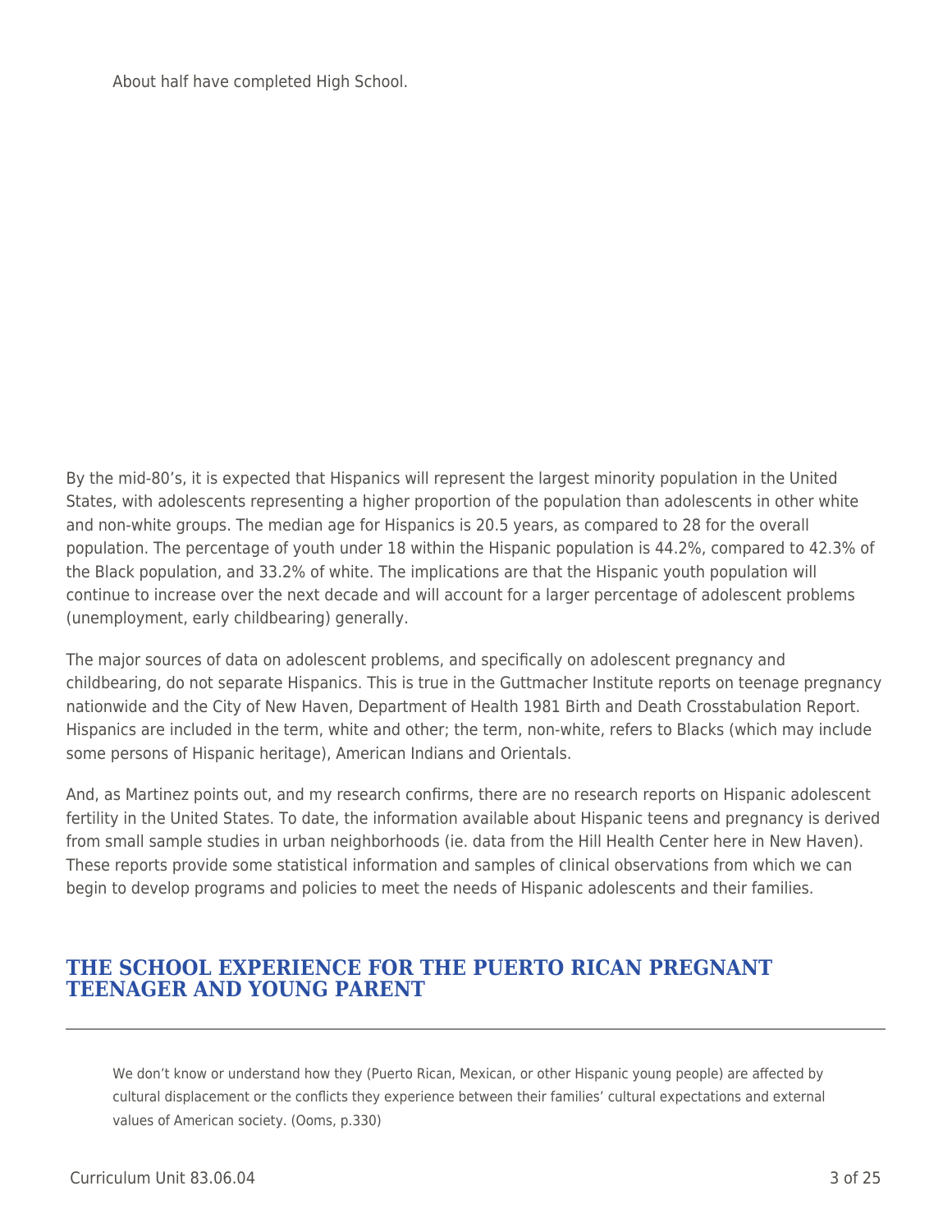About half have completed High School.

By the mid-80's, it is expected that Hispanics will represent the largest minority population in the United States, with adolescents representing a higher proportion of the population than adolescents in other white and non-white groups. The median age for Hispanics is 20.5 years, as compared to 28 for the overall population. The percentage of youth under 18 within the Hispanic population is 44.2%, compared to 42.3% of the Black population, and 33.2% of white. The implications are that the Hispanic youth population will continue to increase over the next decade and will account for a larger percentage of adolescent problems (unemployment, early childbearing) generally.

The major sources of data on adolescent problems, and specifically on adolescent pregnancy and childbearing, do not separate Hispanics. This is true in the Guttmacher Institute reports on teenage pregnancy nationwide and the City of New Haven, Department of Health 1981 Birth and Death Crosstabulation Report. Hispanics are included in the term, white and other; the term, non-white, refers to Blacks (which may include some persons of Hispanic heritage), American Indians and Orientals.

And, as Martinez points out, and my research confirms, there are no research reports on Hispanic adolescent fertility in the United States. To date, the information available about Hispanic teens and pregnancy is derived from small sample studies in urban neighborhoods (ie. data from the Hill Health Center here in New Haven). These reports provide some statistical information and samples of clinical observations from which we can begin to develop programs and policies to meet the needs of Hispanic adolescents and their families.

## THE SCHOOL EXPERIENCE FOR THE PUERTO RICAN PREGNANT TEENAGER AND YOUNG PARENT

> We don't know or understand how they (Puerto Rican, Mexican, or other Hispanic young people) are affected by cultural displacement or the conflicts they experience between their families' cultural expectations and external values of American society. (Ooms, p.330)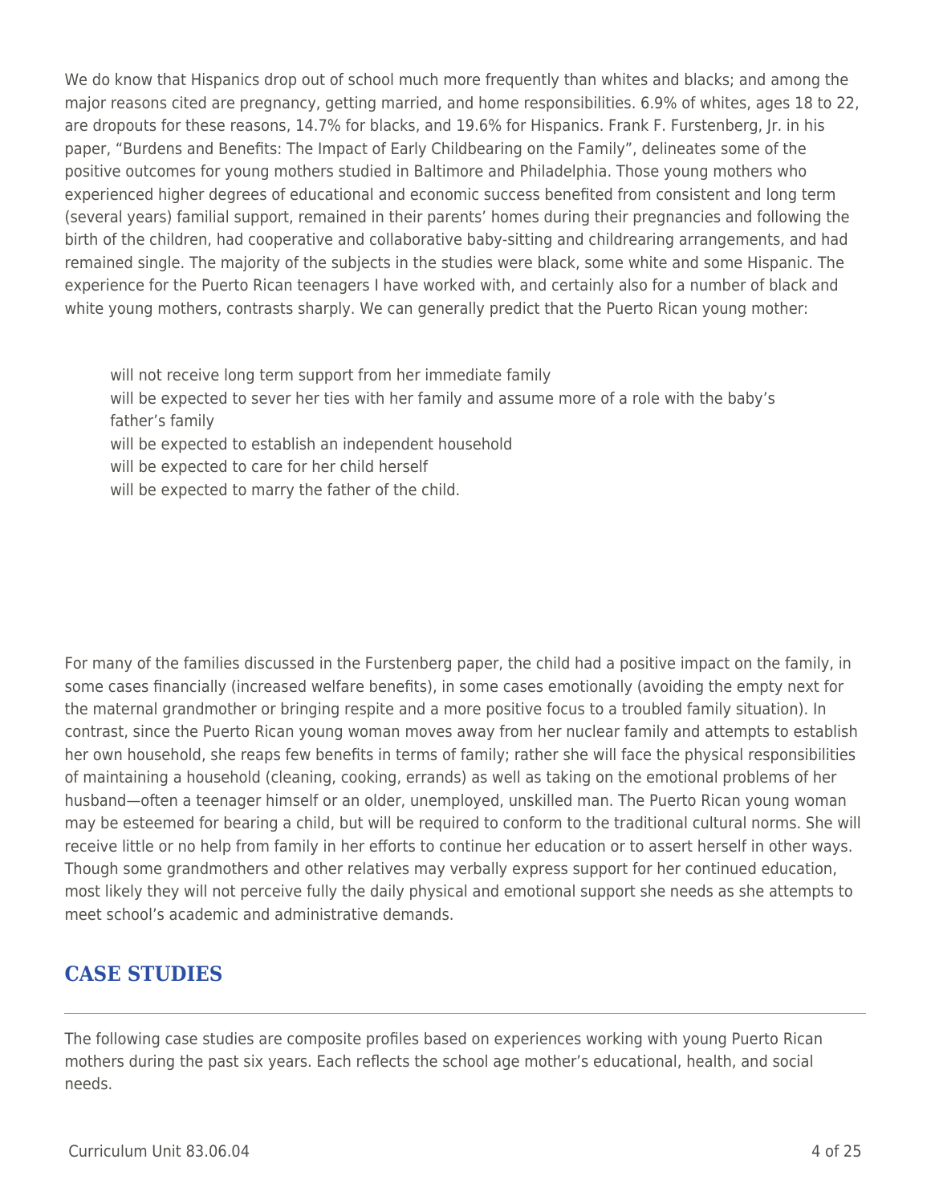We do know that Hispanics drop out of school much more frequently than whites and blacks; and among the major reasons cited are pregnancy, getting married, and home responsibilities. 6.9% of whites, ages 18 to 22, are dropouts for these reasons, 14.7% for blacks, and 19.6% for Hispanics. Frank F. Furstenberg, Jr. in his paper, "Burdens and Benefits: The Impact of Early Childbearing on the Family", delineates some of the positive outcomes for young mothers studied in Baltimore and Philadelphia. Those young mothers who experienced higher degrees of educational and economic success benefited from consistent and long term (several years) familial support, remained in their parents' homes during their pregnancies and following the birth of the children, had cooperative and collaborative baby-sitting and childrearing arrangements, and had remained single. The majority of the subjects in the studies were black, some white and some Hispanic. The experience for the Puerto Rican teenagers I have worked with, and certainly also for a number of black and white young mothers, contrasts sharply. We can generally predict that the Puerto Rican young mother:

- will not receive long term support from her immediate family
- will be expected to sever her ties with her family and assume more of a role with the baby's father's family
- will be expected to establish an independent household
- will be expected to care for her child herself
- will be expected to marry the father of the child.

For many of the families discussed in the Furstenberg paper, the child had a positive impact on the family, in some cases financially (increased welfare benefits), in some cases emotionally (avoiding the empty next for the maternal grandmother or bringing respite and a more positive focus to a troubled family situation). In contrast, since the Puerto Rican young woman moves away from her nuclear family and attempts to establish her own household, she reaps few benefits in terms of family; rather she will face the physical responsibilities of maintaining a household (cleaning, cooking, errands) as well as taking on the emotional problems of her husband—often a teenager himself or an older, unemployed, unskilled man. The Puerto Rican young woman may be esteemed for bearing a child, but will be required to conform to the traditional cultural norms. She will receive little or no help from family in her efforts to continue her education or to assert herself in other ways. Though some grandmothers and other relatives may verbally express support for her continued education, most likely they will not perceive fully the daily physical and emotional support she needs as she attempts to meet school's academic and administrative demands.

## CASE STUDIES

The following case studies are composite profiles based on experiences working with young Puerto Rican mothers during the past six years. Each reflects the school age mother's educational, health, and social needs.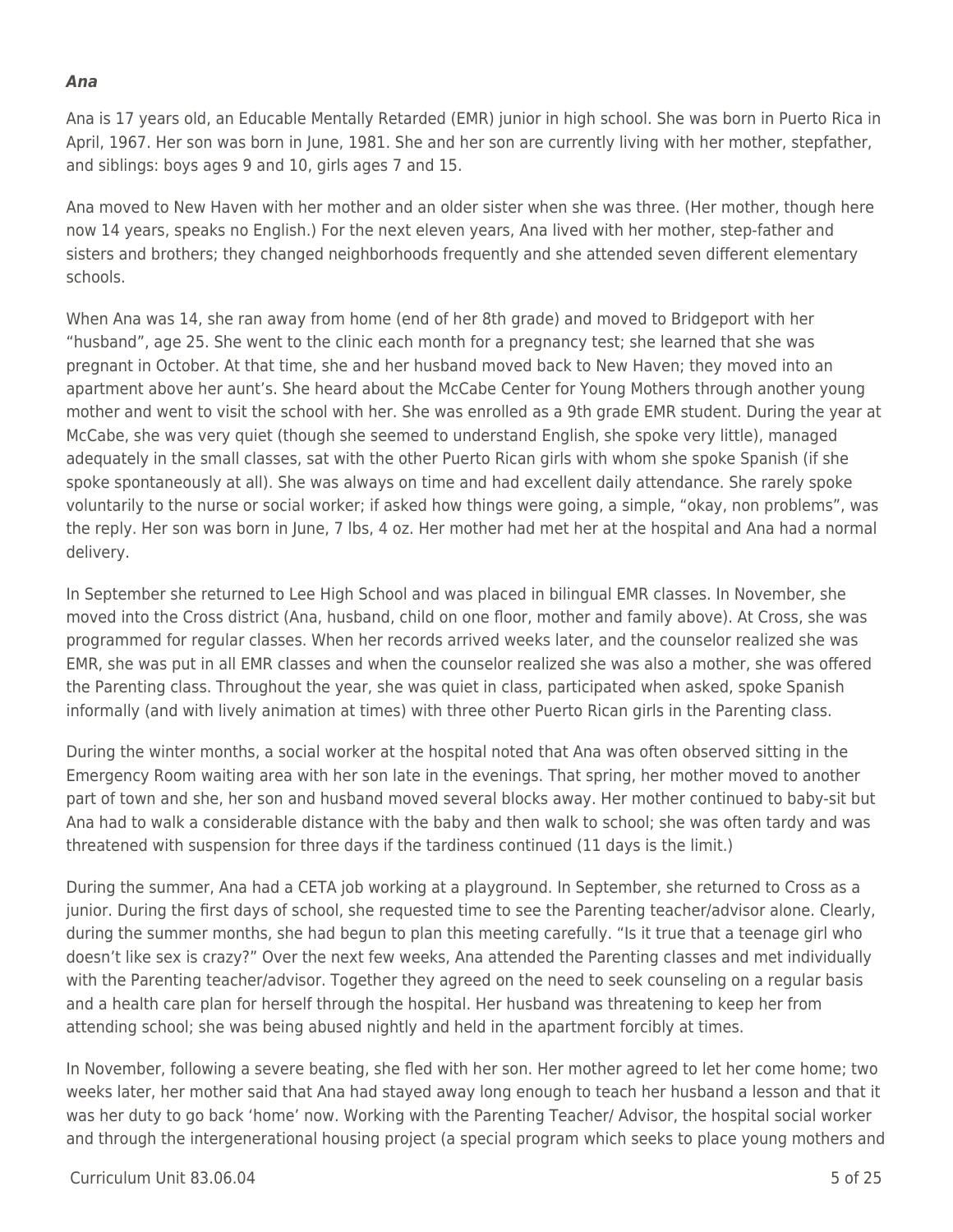***Ana***

Ana is 17 years old, an Educable Mentally Retarded (EMR) junior in high school. She was born in Puerto Rica in April, 1967. Her son was born in June, 1981. She and her son are currently living with her mother, stepfather, and siblings: boys ages 9 and 10, girls ages 7 and 15.

Ana moved to New Haven with her mother and an older sister when she was three. (Her mother, though here now 14 years, speaks no English.) For the next eleven years, Ana lived with her mother, step-father and sisters and brothers; they changed neighborhoods frequently and she attended seven different elementary schools.

When Ana was 14, she ran away from home (end of her 8th grade) and moved to Bridgeport with her "husband", age 25. She went to the clinic each month for a pregnancy test; she learned that she was pregnant in October. At that time, she and her husband moved back to New Haven; they moved into an apartment above her aunt's. She heard about the McCabe Center for Young Mothers through another young mother and went to visit the school with her. She was enrolled as a 9th grade EMR student. During the year at McCabe, she was very quiet (though she seemed to understand English, she spoke very little), managed adequately in the small classes, sat with the other Puerto Rican girls with whom she spoke Spanish (if she spoke spontaneously at all). She was always on time and had excellent daily attendance. She rarely spoke voluntarily to the nurse or social worker; if asked how things were going, a simple, "okay, non problems", was the reply. Her son was born in June, 7 lbs, 4 oz. Her mother had met her at the hospital and Ana had a normal delivery.

In September she returned to Lee High School and was placed in bilingual EMR classes. In November, she moved into the Cross district (Ana, husband, child on one floor, mother and family above). At Cross, she was programmed for regular classes. When her records arrived weeks later, and the counselor realized she was EMR, she was put in all EMR classes and when the counselor realized she was also a mother, she was offered the Parenting class. Throughout the year, she was quiet in class, participated when asked, spoke Spanish informally (and with lively animation at times) with three other Puerto Rican girls in the Parenting class.

During the winter months, a social worker at the hospital noted that Ana was often observed sitting in the Emergency Room waiting area with her son late in the evenings. That spring, her mother moved to another part of town and she, her son and husband moved several blocks away. Her mother continued to baby-sit but Ana had to walk a considerable distance with the baby and then walk to school; she was often tardy and was threatened with suspension for three days if the tardiness continued (11 days is the limit.)

During the summer, Ana had a CETA job working at a playground. In September, she returned to Cross as a junior. During the first days of school, she requested time to see the Parenting teacher/advisor alone. Clearly, during the summer months, she had begun to plan this meeting carefully. "Is it true that a teenage girl who doesn't like sex is crazy?" Over the next few weeks, Ana attended the Parenting classes and met individually with the Parenting teacher/advisor. Together they agreed on the need to seek counseling on a regular basis and a health care plan for herself through the hospital. Her husband was threatening to keep her from attending school; she was being abused nightly and held in the apartment forcibly at times.

In November, following a severe beating, she fled with her son. Her mother agreed to let her come home; two weeks later, her mother said that Ana had stayed away long enough to teach her husband a lesson and that it was her duty to go back 'home' now. Working with the Parenting Teacher/ Advisor, the hospital social worker and through the intergenerational housing project (a special program which seeks to place young mothers and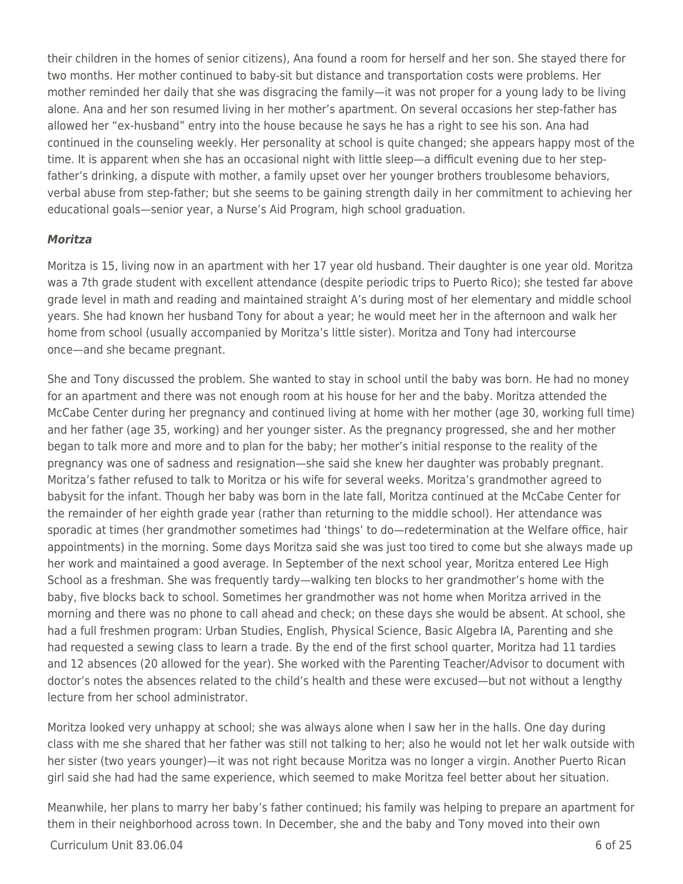their children in the homes of senior citizens), Ana found a room for herself and her son. She stayed there for two months. Her mother continued to baby-sit but distance and transportation costs were problems. Her mother reminded her daily that she was disgracing the family—it was not proper for a young lady to be living alone. Ana and her son resumed living in her mother's apartment. On several occasions her step-father has allowed her "ex-husband" entry into the house because he says he has a right to see his son. Ana had continued in the counseling weekly. Her personality at school is quite changed; she appears happy most of the time. It is apparent when she has an occasional night with little sleep—a difficult evening due to her step-father's drinking, a dispute with mother, a family upset over her younger brothers troublesome behaviors, verbal abuse from step-father; but she seems to be gaining strength daily in her commitment to achieving her educational goals—senior year, a Nurse's Aid Program, high school graduation.

### ***Moritza***

Moritza is 15, living now in an apartment with her 17 year old husband. Their daughter is one year old. Moritza was a 7th grade student with excellent attendance (despite periodic trips to Puerto Rico); she tested far above grade level in math and reading and maintained straight A's during most of her elementary and middle school years. She had known her husband Tony for about a year; he would meet her in the afternoon and walk her home from school (usually accompanied by Moritza's little sister). Moritza and Tony had intercourse once—and she became pregnant.

She and Tony discussed the problem. She wanted to stay in school until the baby was born. He had no money for an apartment and there was not enough room at his house for her and the baby. Moritza attended the McCabe Center during her pregnancy and continued living at home with her mother (age 30, working full time) and her father (age 35, working) and her younger sister. As the pregnancy progressed, she and her mother began to talk more and more and to plan for the baby; her mother's initial response to the reality of the pregnancy was one of sadness and resignation—she said she knew her daughter was probably pregnant. Moritza's father refused to talk to Moritza or his wife for several weeks. Moritza's grandmother agreed to babysit for the infant. Though her baby was born in the late fall, Moritza continued at the McCabe Center for the remainder of her eighth grade year (rather than returning to the middle school). Her attendance was sporadic at times (her grandmother sometimes had 'things' to do—redetermination at the Welfare office, hair appointments) in the morning. Some days Moritza said she was just too tired to come but she always made up her work and maintained a good average. In September of the next school year, Moritza entered Lee High School as a freshman. She was frequently tardy—walking ten blocks to her grandmother's home with the baby, five blocks back to school. Sometimes her grandmother was not home when Moritza arrived in the morning and there was no phone to call ahead and check; on these days she would be absent. At school, she had a full freshmen program: Urban Studies, English, Physical Science, Basic Algebra IA, Parenting and she had requested a sewing class to learn a trade. By the end of the first school quarter, Moritza had 11 tardies and 12 absences (20 allowed for the year). She worked with the Parenting Teacher/Advisor to document with doctor's notes the absences related to the child's health and these were excused—but not without a lengthy lecture from her school administrator.

Moritza looked very unhappy at school; she was always alone when I saw her in the halls. One day during class with me she shared that her father was still not talking to her; also he would not let her walk outside with her sister (two years younger)—it was not right because Moritza was no longer a virgin. Another Puerto Rican girl said she had had the same experience, which seemed to make Moritza feel better about her situation.

Meanwhile, her plans to marry her baby's father continued; his family was helping to prepare an apartment for them in their neighborhood across town. In December, she and the baby and Tony moved into their own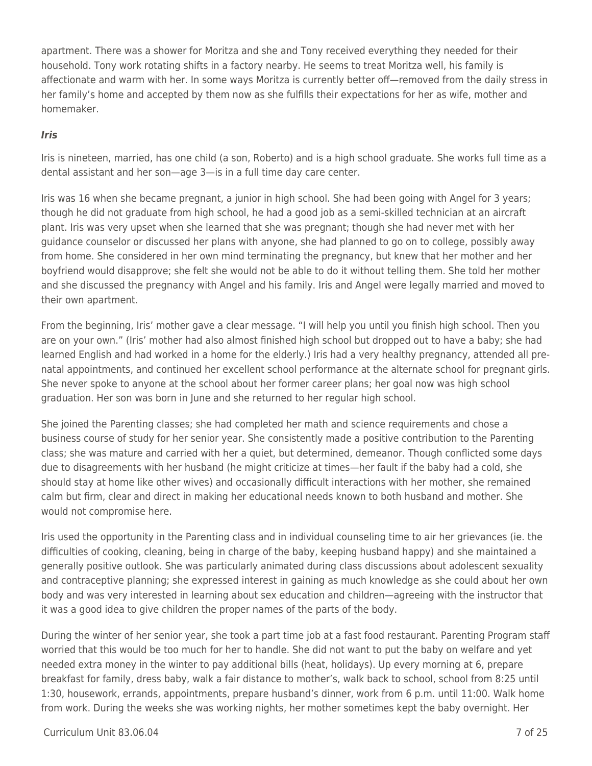apartment. There was a shower for Moritza and she and Tony received everything they needed for their household. Tony work rotating shifts in a factory nearby. He seems to treat Moritza well, his family is affectionate and warm with her. In some ways Moritza is currently better off—removed from the daily stress in her family's home and accepted by them now as she fulfills their expectations for her as wife, mother and homemaker.

***Iris***

Iris is nineteen, married, has one child (a son, Roberto) and is a high school graduate. She works full time as a dental assistant and her son—age 3—is in a full time day care center.

Iris was 16 when she became pregnant, a junior in high school. She had been going with Angel for 3 years; though he did not graduate from high school, he had a good job as a semi-skilled technician at an aircraft plant. Iris was very upset when she learned that she was pregnant; though she had never met with her guidance counselor or discussed her plans with anyone, she had planned to go on to college, possibly away from home. She considered in her own mind terminating the pregnancy, but knew that her mother and her boyfriend would disapprove; she felt she would not be able to do it without telling them. She told her mother and she discussed the pregnancy with Angel and his family. Iris and Angel were legally married and moved to their own apartment.

From the beginning, Iris' mother gave a clear message. "I will help you until you finish high school. Then you are on your own." (Iris' mother had also almost finished high school but dropped out to have a baby; she had learned English and had worked in a home for the elderly.) Iris had a very healthy pregnancy, attended all pre-natal appointments, and continued her excellent school performance at the alternate school for pregnant girls. She never spoke to anyone at the school about her former career plans; her goal now was high school graduation. Her son was born in June and she returned to her regular high school.

She joined the Parenting classes; she had completed her math and science requirements and chose a business course of study for her senior year. She consistently made a positive contribution to the Parenting class; she was mature and carried with her a quiet, but determined, demeanor. Though conflicted some days due to disagreements with her husband (he might criticize at times—her fault if the baby had a cold, she should stay at home like other wives) and occasionally difficult interactions with her mother, she remained calm but firm, clear and direct in making her educational needs known to both husband and mother. She would not compromise here.

Iris used the opportunity in the Parenting class and in individual counseling time to air her grievances (ie. the difficulties of cooking, cleaning, being in charge of the baby, keeping husband happy) and she maintained a generally positive outlook. She was particularly animated during class discussions about adolescent sexuality and contraceptive planning; she expressed interest in gaining as much knowledge as she could about her own body and was very interested in learning about sex education and children—agreeing with the instructor that it was a good idea to give children the proper names of the parts of the body.

During the winter of her senior year, she took a part time job at a fast food restaurant. Parenting Program staff worried that this would be too much for her to handle. She did not want to put the baby on welfare and yet needed extra money in the winter to pay additional bills (heat, holidays). Up every morning at 6, prepare breakfast for family, dress baby, walk a fair distance to mother's, walk back to school, school from 8:25 until 1:30, housework, errands, appointments, prepare husband's dinner, work from 6 p.m. until 11:00. Walk home from work. During the weeks she was working nights, her mother sometimes kept the baby overnight. Her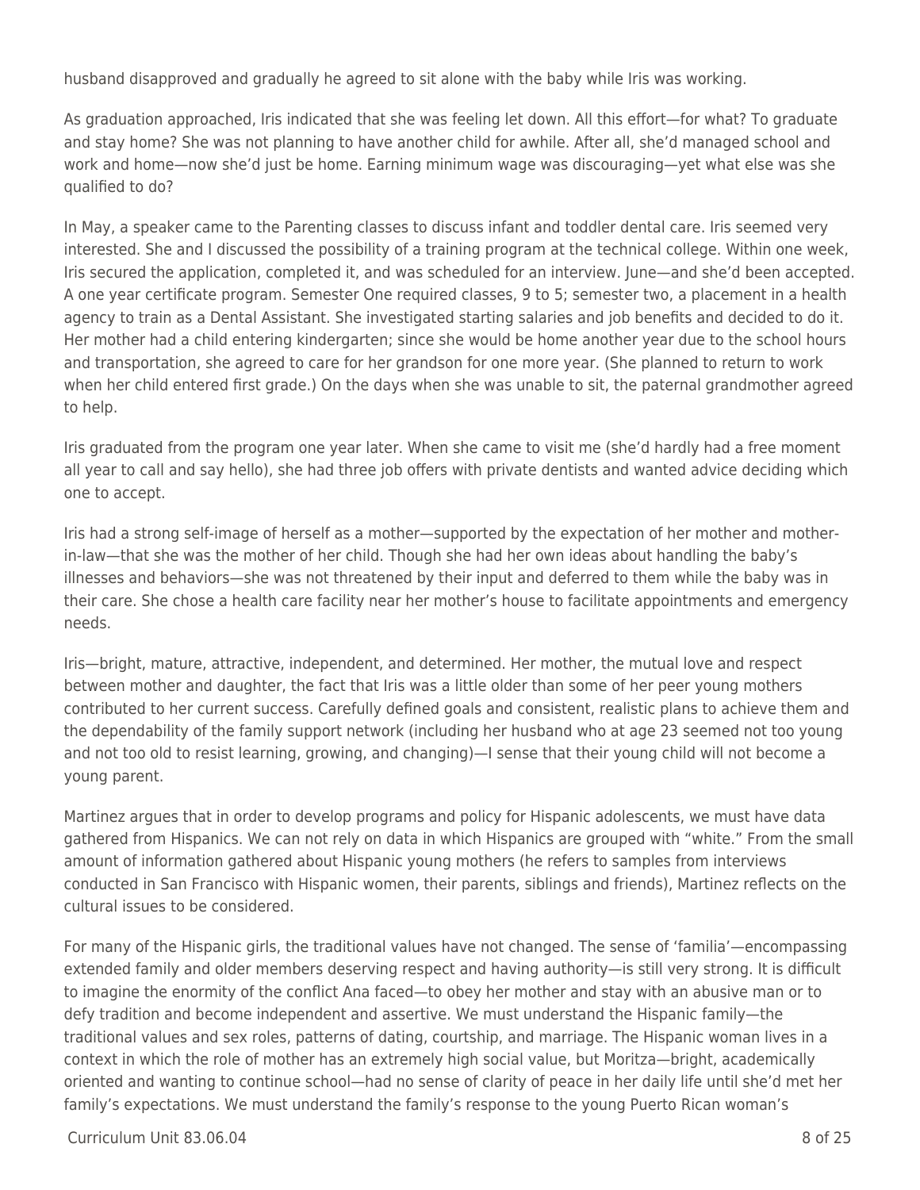husband disapproved and gradually he agreed to sit alone with the baby while Iris was working.

As graduation approached, Iris indicated that she was feeling let down. All this effort—for what? To graduate and stay home? She was not planning to have another child for awhile. After all, she'd managed school and work and home—now she'd just be home. Earning minimum wage was discouraging—yet what else was she qualified to do?

In May, a speaker came to the Parenting classes to discuss infant and toddler dental care. Iris seemed very interested. She and I discussed the possibility of a training program at the technical college. Within one week, Iris secured the application, completed it, and was scheduled for an interview. June—and she'd been accepted. A one year certificate program. Semester One required classes, 9 to 5; semester two, a placement in a health agency to train as a Dental Assistant. She investigated starting salaries and job benefits and decided to do it. Her mother had a child entering kindergarten; since she would be home another year due to the school hours and transportation, she agreed to care for her grandson for one more year. (She planned to return to work when her child entered first grade.) On the days when she was unable to sit, the paternal grandmother agreed to help.

Iris graduated from the program one year later. When she came to visit me (she'd hardly had a free moment all year to call and say hello), she had three job offers with private dentists and wanted advice deciding which one to accept.

Iris had a strong self-image of herself as a mother—supported by the expectation of her mother and mother-in-law—that she was the mother of her child. Though she had her own ideas about handling the baby's illnesses and behaviors—she was not threatened by their input and deferred to them while the baby was in their care. She chose a health care facility near her mother's house to facilitate appointments and emergency needs.

Iris—bright, mature, attractive, independent, and determined. Her mother, the mutual love and respect between mother and daughter, the fact that Iris was a little older than some of her peer young mothers contributed to her current success. Carefully defined goals and consistent, realistic plans to achieve them and the dependability of the family support network (including her husband who at age 23 seemed not too young and not too old to resist learning, growing, and changing)—I sense that their young child will not become a young parent.

Martinez argues that in order to develop programs and policy for Hispanic adolescents, we must have data gathered from Hispanics. We can not rely on data in which Hispanics are grouped with "white." From the small amount of information gathered about Hispanic young mothers (he refers to samples from interviews conducted in San Francisco with Hispanic women, their parents, siblings and friends), Martinez reflects on the cultural issues to be considered.

For many of the Hispanic girls, the traditional values have not changed. The sense of 'familia'—encompassing extended family and older members deserving respect and having authority—is still very strong. It is difficult to imagine the enormity of the conflict Ana faced—to obey her mother and stay with an abusive man or to defy tradition and become independent and assertive. We must understand the Hispanic family—the traditional values and sex roles, patterns of dating, courtship, and marriage. The Hispanic woman lives in a context in which the role of mother has an extremely high social value, but Moritza—bright, academically oriented and wanting to continue school—had no sense of clarity of peace in her daily life until she'd met her family's expectations. We must understand the family's response to the young Puerto Rican woman's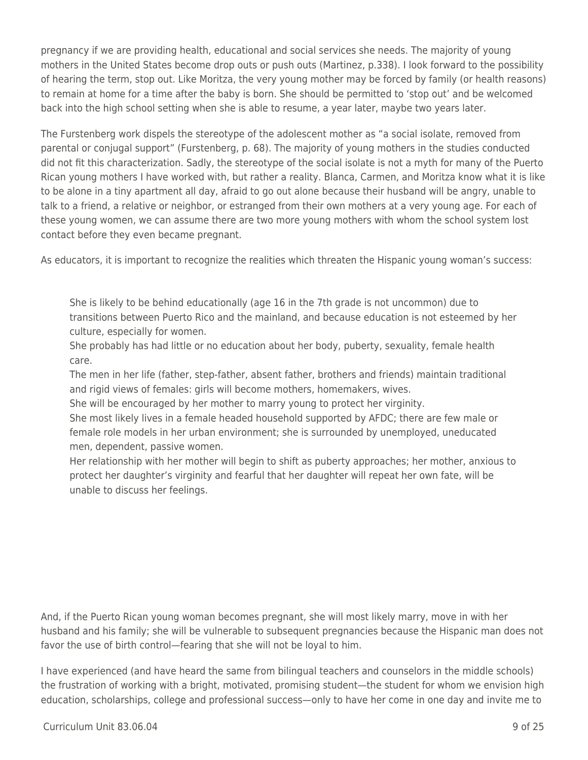pregnancy if we are providing health, educational and social services she needs. The majority of young mothers in the United States become drop outs or push outs (Martinez, p.338). I look forward to the possibility of hearing the term, stop out. Like Moritza, the very young mother may be forced by family (or health reasons) to remain at home for a time after the baby is born. She should be permitted to 'stop out' and be welcomed back into the high school setting when she is able to resume, a year later, maybe two years later.

The Furstenberg work dispels the stereotype of the adolescent mother as "a social isolate, removed from parental or conjugal support" (Furstenberg, p. 68). The majority of young mothers in the studies conducted did not fit this characterization. Sadly, the stereotype of the social isolate is not a myth for many of the Puerto Rican young mothers I have worked with, but rather a reality. Blanca, Carmen, and Moritza know what it is like to be alone in a tiny apartment all day, afraid to go out alone because their husband will be angry, unable to talk to a friend, a relative or neighbor, or estranged from their own mothers at a very young age. For each of these young women, we can assume there are two more young mothers with whom the school system lost contact before they even became pregnant.

As educators, it is important to recognize the realities which threaten the Hispanic young woman's success:

- She is likely to be behind educationally (age 16 in the 7th grade is not uncommon) due to transitions between Puerto Rico and the mainland, and because education is not esteemed by her culture, especially for women.
- She probably has had little or no education about her body, puberty, sexuality, female health care.
- The men in her life (father, step-father, absent father, brothers and friends) maintain traditional and rigid views of females: girls will become mothers, homemakers, wives.
- She will be encouraged by her mother to marry young to protect her virginity.
- She most likely lives in a female headed household supported by AFDC; there are few male or female role models in her urban environment; she is surrounded by unemployed, uneducated men, dependent, passive women.
- Her relationship with her mother will begin to shift as puberty approaches; her mother, anxious to protect her daughter's virginity and fearful that her daughter will repeat her own fate, will be unable to discuss her feelings.

And, if the Puerto Rican young woman becomes pregnant, she will most likely marry, move in with her husband and his family; she will be vulnerable to subsequent pregnancies because the Hispanic man does not favor the use of birth control—fearing that she will not be loyal to him.

I have experienced (and have heard the same from bilingual teachers and counselors in the middle schools) the frustration of working with a bright, motivated, promising student—the student for whom we envision high education, scholarships, college and professional success—only to have her come in one day and invite me to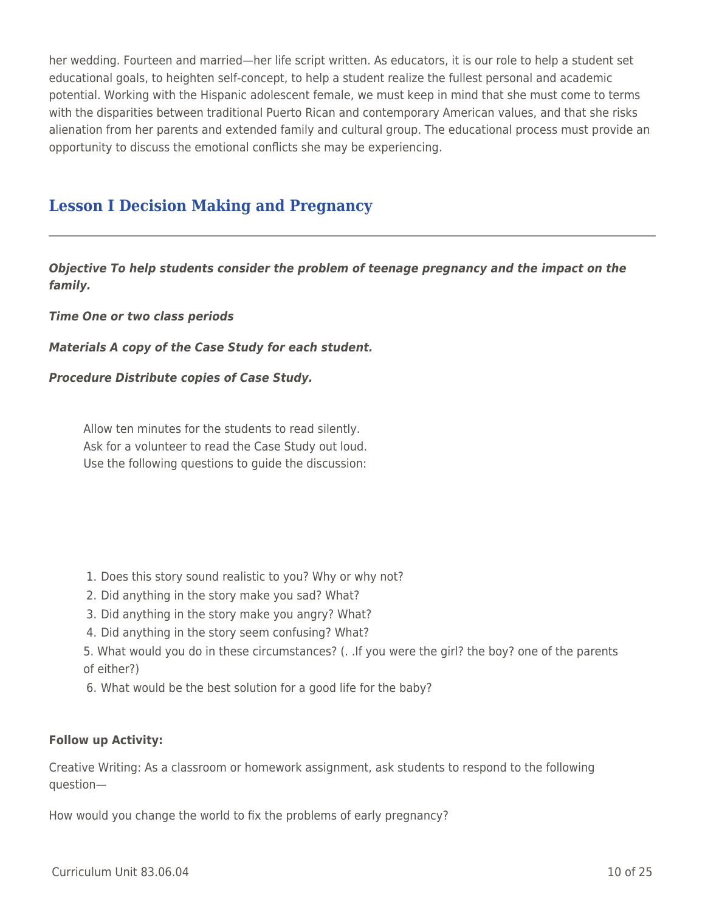her wedding. Fourteen and married—her life script written. As educators, it is our role to help a student set educational goals, to heighten self-concept, to help a student realize the fullest personal and academic potential. Working with the Hispanic adolescent female, we must keep in mind that she must come to terms with the disparities between traditional Puerto Rican and contemporary American values, and that she risks alienation from her parents and extended family and cultural group. The educational process must provide an opportunity to discuss the emotional conflicts she may be experiencing.

## Lesson I Decision Making and Pregnancy

***Objective To help students consider the problem of teenage pregnancy and the impact on the family.***

***Time One or two class periods***

***Materials A copy of the Case Study for each student.***

***Procedure Distribute copies of Case Study.***

Allow ten minutes for the students to read silently.
Ask for a volunteer to read the Case Study out loud.
Use the following questions to guide the discussion:

1. Does this story sound realistic to you? Why or why not?
2. Did anything in the story make you sad? What?
3. Did anything in the story make you angry? What?
4. Did anything in the story seem confusing? What?
5. What would you do in these circumstances? (. .If you were the girl? the boy? one of the parents of either?)
6. What would be the best solution for a good life for the baby?

**Follow up Activity:**

Creative Writing: As a classroom or homework assignment, ask students to respond to the following question—

How would you change the world to fix the problems of early pregnancy?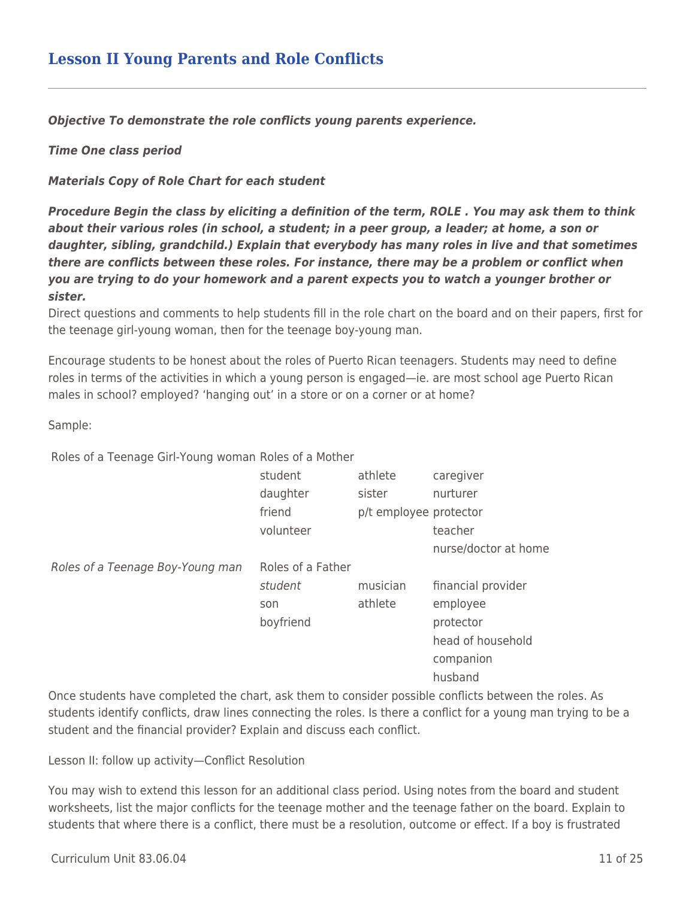## Lesson II Young Parents and Role Conflicts

***Objective To demonstrate the role conflicts young parents experience.***

***Time One class period***

***Materials Copy of Role Chart for each student***

***Procedure Begin the class by eliciting a definition of the term, ROLE . You may ask them to think about their various roles (in school, a student; in a peer group, a leader; at home, a son or daughter, sibling, grandchild.) Explain that everybody has many roles in live and that sometimes there are conflicts between these roles. For instance, there may be a problem or conflict when you are trying to do your homework and a parent expects you to watch a younger brother or sister.***

Direct questions and comments to help students fill in the role chart on the board and on their papers, first for the teenage girl-young woman, then for the teenage boy-young man.

Encourage students to be honest about the roles of Puerto Rican teenagers. Students may need to define roles in terms of the activities in which a young person is engaged—ie. are most school age Puerto Rican males in school? employed? 'hanging out' in a store or on a corner or at home?

Sample:

| Roles of a Teenage Girl-Young woman | Roles of a Mother | | |
|---|---|---|---|
| | student | athlete | caregiver |
| | daughter | sister | nurturer |
| | friend | p/t employee | protector |
| | volunteer | | teacher |
| | | | nurse/doctor at home |
| *Roles of a Teenage Boy-Young man* | Roles of a Father | | |
| | *student* | musician | financial provider |
| | son | athlete | employee |
| | boyfriend | | protector |
| | | | head of household |
| | | | companion |
| | | | husband |

Once students have completed the chart, ask them to consider possible conflicts between the roles. As students identify conflicts, draw lines connecting the roles. Is there a conflict for a young man trying to be a student and the financial provider? Explain and discuss each conflict.

Lesson II: follow up activity—Conflict Resolution

You may wish to extend this lesson for an additional class period. Using notes from the board and student worksheets, list the major conflicts for the teenage mother and the teenage father on the board. Explain to students that where there is a conflict, there must be a resolution, outcome or effect. If a boy is frustrated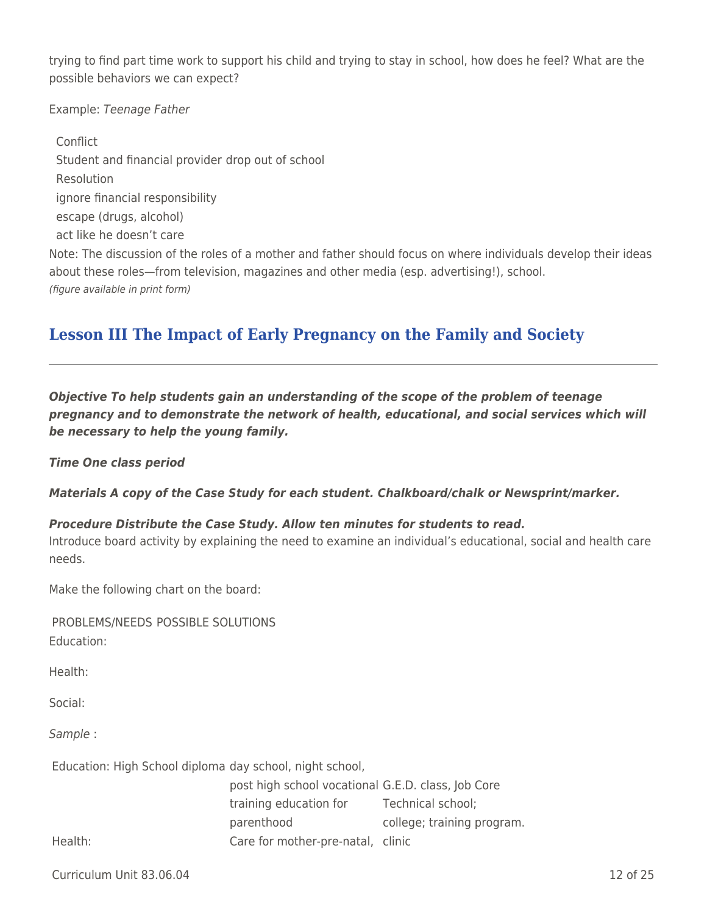trying to find part time work to support his child and trying to stay in school, how does he feel? What are the possible behaviors we can expect?

Example: *Teenage Father*

Conflict
Student and financial provider drop out of school
Resolution
ignore financial responsibility
escape (drugs, alcohol)
act like he doesn't care

Note: The discussion of the roles of a mother and father should focus on where individuals develop their ideas about these roles—from television, magazines and other media (esp. advertising!), school.
*(figure available in print form)*

## Lesson III The Impact of Early Pregnancy on the Family and Society

***Objective To help students gain an understanding of the scope of the problem of teenage pregnancy and to demonstrate the network of health, educational, and social services which will be necessary to help the young family.***

***Time One class period***

***Materials A copy of the Case Study for each student. Chalkboard/chalk or Newsprint/marker.***

***Procedure Distribute the Case Study. Allow ten minutes for students to read.***
Introduce board activity by explaining the need to examine an individual's educational, social and health care needs.

Make the following chart on the board:

| | PROBLEMS/NEEDS | POSSIBLE SOLUTIONS |
|---|---|---|
| Education: | | |
| Health: | | |
| Social: | | |

*Sample* :

| | | |
|---|---|---|
| Education: | High School diploma | day school, night school, |
| | post high school vocational | G.E.D. class, Job Core |
| | training education for | Technical school; |
| | parenthood | college; training program. |
| Health: | Care for mother-pre-natal, | clinic |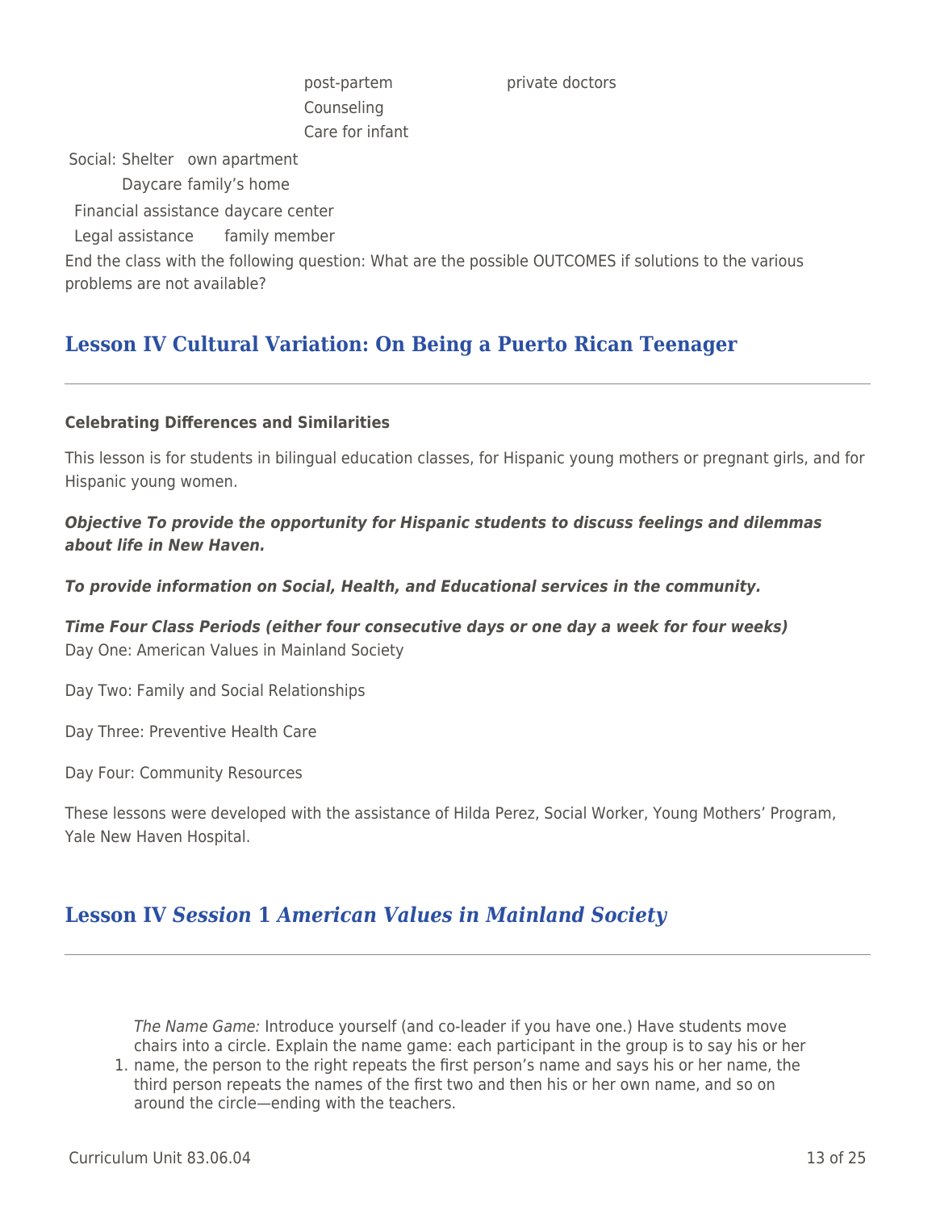post-partem private doctors

Counseling

Care for infant

Social: Shelter own apartment

Daycare family's home

Financial assistance daycare center

Legal assistance family member

End the class with the following question: What are the possible OUTCOMES if solutions to the various problems are not available?

## Lesson IV Cultural Variation: On Being a Puerto Rican Teenager

**Celebrating Differences and Similarities**

This lesson is for students in bilingual education classes, for Hispanic young mothers or pregnant girls, and for Hispanic young women.

***Objective To provide the opportunity for Hispanic students to discuss feelings and dilemmas about life in New Haven.***

***To provide information on Social, Health, and Educational services in the community.***

***Time Four Class Periods (either four consecutive days or one day a week for four weeks)***
Day One: American Values in Mainland Society

Day Two: Family and Social Relationships

Day Three: Preventive Health Care

Day Four: Community Resources

These lessons were developed with the assistance of Hilda Perez, Social Worker, Young Mothers' Program, Yale New Haven Hospital.

## Lesson IV *Session* 1 *American Values in Mainland Society*

1. *The Name Game:* Introduce yourself (and co-leader if you have one.) Have students move chairs into a circle. Explain the name game: each participant in the group is to say his or her name, the person to the right repeats the first person's name and says his or her name, the third person repeats the names of the first two and then his or her own name, and so on around the circle—ending with the teachers.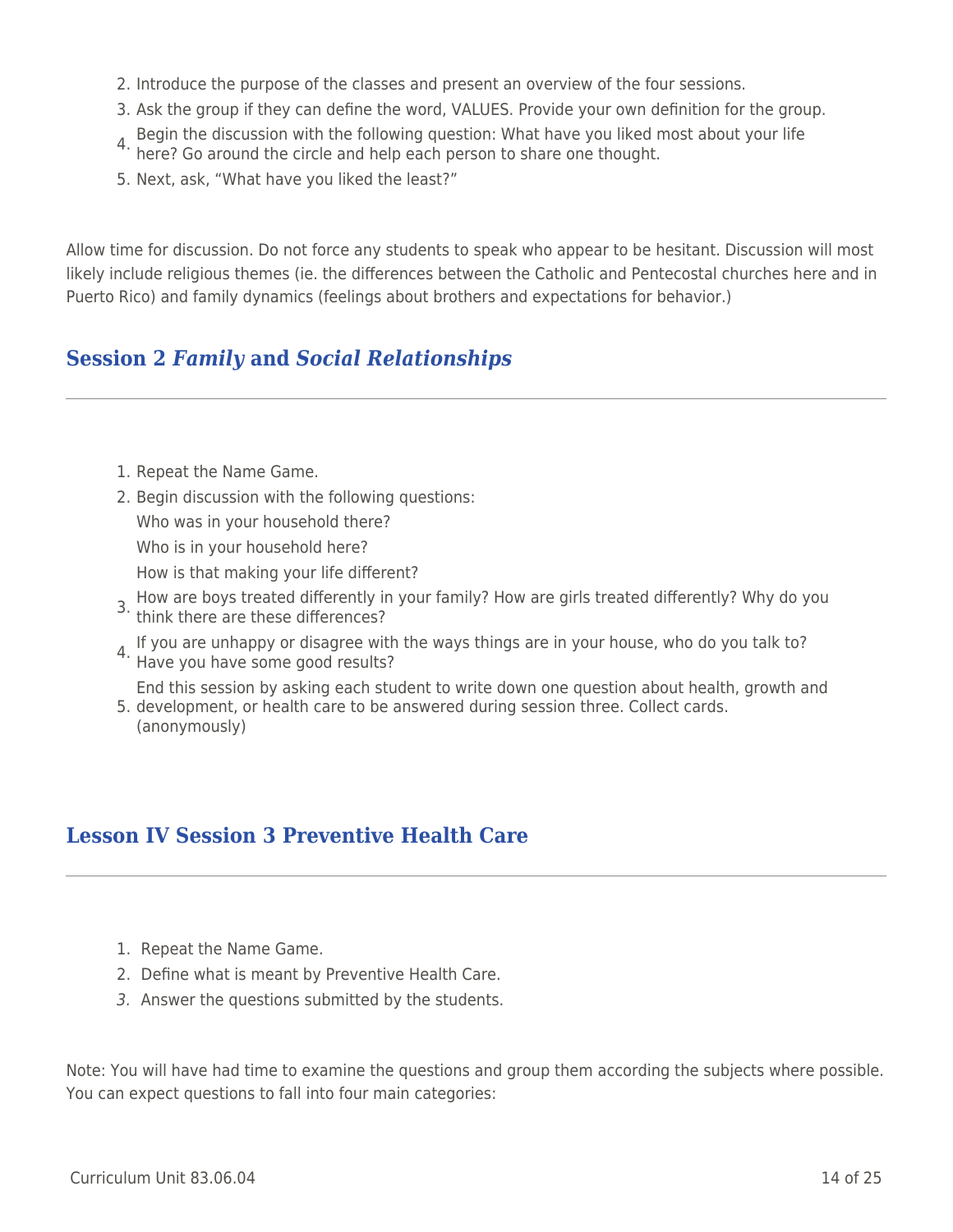2. Introduce the purpose of the classes and present an overview of the four sessions.
3. Ask the group if they can define the word, VALUES. Provide your own definition for the group.
4. Begin the discussion with the following question: What have you liked most about your life here? Go around the circle and help each person to share one thought.
5. Next, ask, "What have you liked the least?"

Allow time for discussion. Do not force any students to speak who appear to be hesitant. Discussion will most likely include religious themes (ie. the differences between the Catholic and Pentecostal churches here and in Puerto Rico) and family dynamics (feelings about brothers and expectations for behavior.)

## Session 2 *Family* and *Social Relationships*

1. Repeat the Name Game.
2. Begin discussion with the following questions:
   Who was in your household there?
   Who is in your household here?
   How is that making your life different?
3. How are boys treated differently in your family? How are girls treated differently? Why do you think there are these differences?
4. If you are unhappy or disagree with the ways things are in your house, who do you talk to? Have you have some good results?
5. End this session by asking each student to write down one question about health, growth and development, or health care to be answered during session three. Collect cards. (anonymously)

## Lesson IV Session 3 Preventive Health Care

1. Repeat the Name Game.
2. Define what is meant by Preventive Health Care.
3. *Answer the questions submitted by the students.*

Note: You will have had time to examine the questions and group them according the subjects where possible. You can expect questions to fall into four main categories: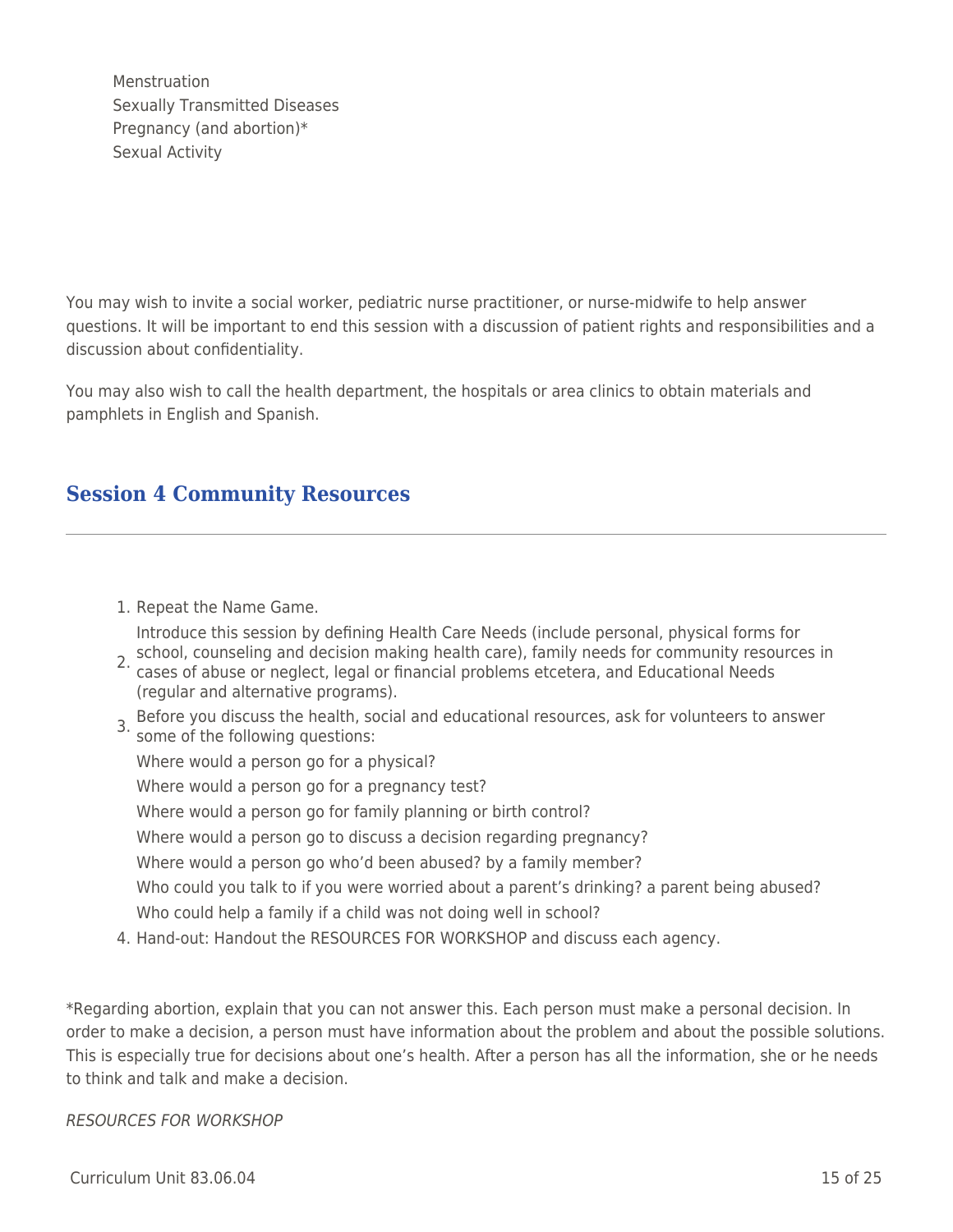Menstruation
Sexually Transmitted Diseases
Pregnancy (and abortion)*
Sexual Activity

You may wish to invite a social worker, pediatric nurse practitioner, or nurse-midwife to help answer questions. It will be important to end this session with a discussion of patient rights and responsibilities and a discussion about confidentiality.

You may also wish to call the health department, the hospitals or area clinics to obtain materials and pamphlets in English and Spanish.

## Session 4 Community Resources

---

1. Repeat the Name Game.
2. Introduce this session by defining Health Care Needs (include personal, physical forms for school, counseling and decision making health care), family needs for community resources in cases of abuse or neglect, legal or financial problems etcetera, and Educational Needs (regular and alternative programs).
3. Before you discuss the health, social and educational resources, ask for volunteers to answer some of the following questions:
   Where would a person go for a physical?
   Where would a person go for a pregnancy test?
   Where would a person go for family planning or birth control?
   Where would a person go to discuss a decision regarding pregnancy?
   Where would a person go who'd been abused? by a family member?
   Who could you talk to if you were worried about a parent's drinking? a parent being abused?
   Who could help a family if a child was not doing well in school?
4. Hand-out: Handout the RESOURCES FOR WORKSHOP and discuss each agency.

*Regarding abortion, explain that you can not answer this. Each person must make a personal decision. In order to make a decision, a person must have information about the problem and about the possible solutions. This is especially true for decisions about one's health. After a person has all the information, she or he needs to think and talk and make a decision.

*RESOURCES FOR WORKSHOP*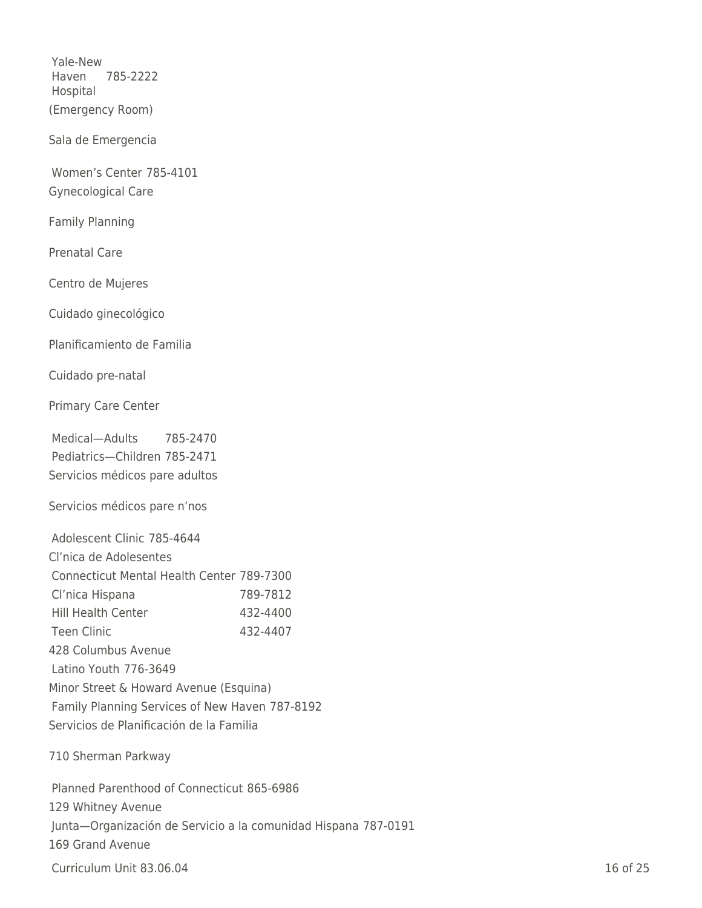Yale-New Haven Hospital 785-2222

(Emergency Room)

Sala de Emergencia

Women’s Center 785-4101

Gynecological Care

Family Planning

Prenatal Care

Centro de Mujeres

Cuidado ginecológico

Planificamiento de Familia

Cuidado pre-natal

Primary Care Center

| | |
|---|---|
| Medical—Adults | 785-2470 |
| Pediatrics—Children | 785-2471 |

Servicios médicos pare adultos

Servicios médicos pare n’nos

Adolescent Clinic 785-4644

Cl’nica de Adolesentes

| | |
|---|---|
| Connecticut Mental Health Center | 789-7300 |
| Cl’nica Hispana | 789-7812 |
| Hill Health Center | 432-4400 |
| Teen Clinic | 432-4407 |

428 Columbus Avenue

Latino Youth 776-3649

Minor Street & Howard Avenue (Esquina)

Family Planning Services of New Haven 787-8192

Servicios de Planificación de la Familia

710 Sherman Parkway

Planned Parenthood of Connecticut 865-6986

129 Whitney Avenue

Junta—Organización de Servicio a la comunidad Hispana 787-0191

169 Grand Avenue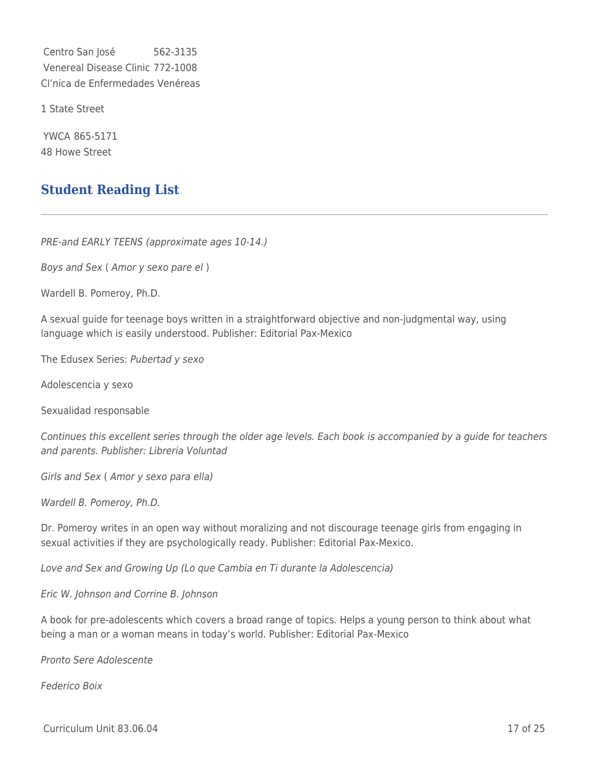Centro San José 562-3135

Venereal Disease Clinic 772-1008

Cl'nica de Enfermedades Venéreas

1 State Street

YWCA 865-5171

48 Howe Street

## Student Reading List

---

*PRE-and EARLY TEENS (approximate ages 10-14.)*

*Boys and Sex* ( *Amor y sexo pare el* )

Wardell B. Pomeroy, Ph.D.

A sexual guide for teenage boys written in a straightforward objective and non-judgmental way, using language which is easily understood. Publisher: Editorial Pax-Mexico

The Edusex Series: *Pubertad y sexo*

Adolescencia y sexo

Sexualidad responsable

*Continues this excellent series through the older age levels. Each book is accompanied by a guide for teachers and parents. Publisher: Libreria Voluntad*

*Girls and Sex* ( *Amor y sexo para ella)*

*Wardell B. Pomeroy, Ph.D.*

Dr. Pomeroy writes in an open way without moralizing and not discourage teenage girls from engaging in sexual activities if they are psychologically ready. Publisher: Editorial Pax-Mexico.

*Love and Sex and Growing Up (Lo que Cambia en Ti durante la Adolescencia)*

*Eric W. Johnson and Corrine B. Johnson*

A book for pre-adolescents which covers a broad range of topics. Helps a young person to think about what being a man or a woman means in today's world. Publisher: Editorial Pax-Mexico

*Pronto Sere Adolescente*

*Federico Boix*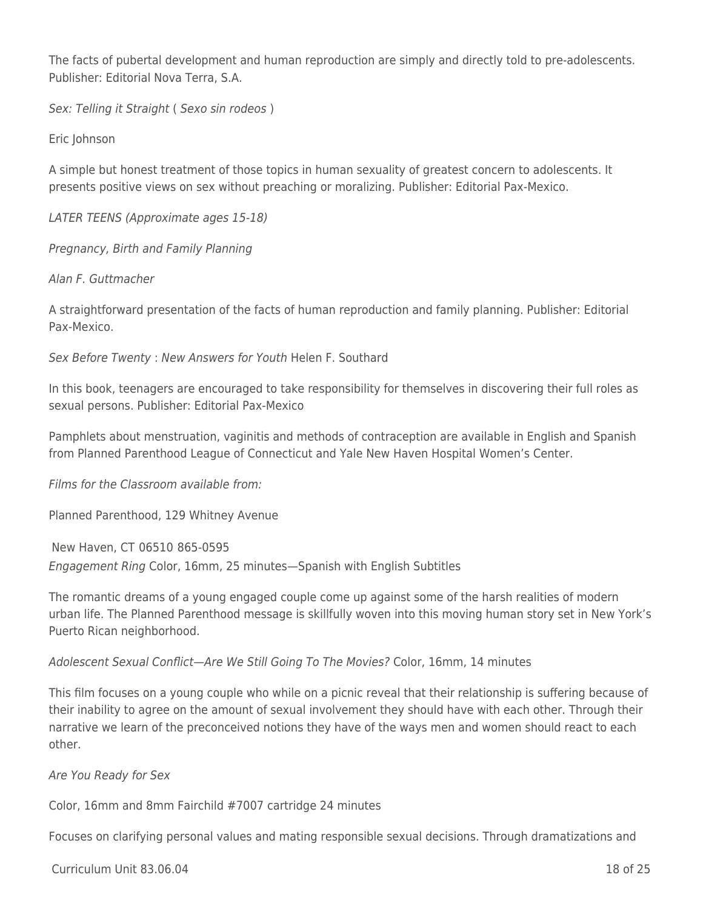The facts of pubertal development and human reproduction are simply and directly told to pre-adolescents. Publisher: Editorial Nova Terra, S.A.

*Sex: Telling it Straight* ( *Sexo sin rodeos* )

Eric Johnson

A simple but honest treatment of those topics in human sexuality of greatest concern to adolescents. It presents positive views on sex without preaching or moralizing. Publisher: Editorial Pax-Mexico.

*LATER TEENS (Approximate ages 15-18)*

*Pregnancy, Birth and Family Planning*

*Alan F. Guttmacher*

A straightforward presentation of the facts of human reproduction and family planning. Publisher: Editorial Pax-Mexico.

*Sex Before Twenty* : *New Answers for Youth* Helen F. Southard

In this book, teenagers are encouraged to take responsibility for themselves in discovering their full roles as sexual persons. Publisher: Editorial Pax-Mexico

Pamphlets about menstruation, vaginitis and methods of contraception are available in English and Spanish from Planned Parenthood League of Connecticut and Yale New Haven Hospital Women's Center.

*Films for the Classroom available from:*

Planned Parenthood, 129 Whitney Avenue

New Haven, CT 06510 865-0595

*Engagement Ring* Color, 16mm, 25 minutes—Spanish with English Subtitles

The romantic dreams of a young engaged couple come up against some of the harsh realities of modern urban life. The Planned Parenthood message is skillfully woven into this moving human story set in New York's Puerto Rican neighborhood.

*Adolescent Sexual Conflict—Are We Still Going To The Movies?* Color, 16mm, 14 minutes

This film focuses on a young couple who while on a picnic reveal that their relationship is suffering because of their inability to agree on the amount of sexual involvement they should have with each other. Through their narrative we learn of the preconceived notions they have of the ways men and women should react to each other.

*Are You Ready for Sex*

Color, 16mm and 8mm Fairchild #7007 cartridge 24 minutes

Focuses on clarifying personal values and mating responsible sexual decisions. Through dramatizations and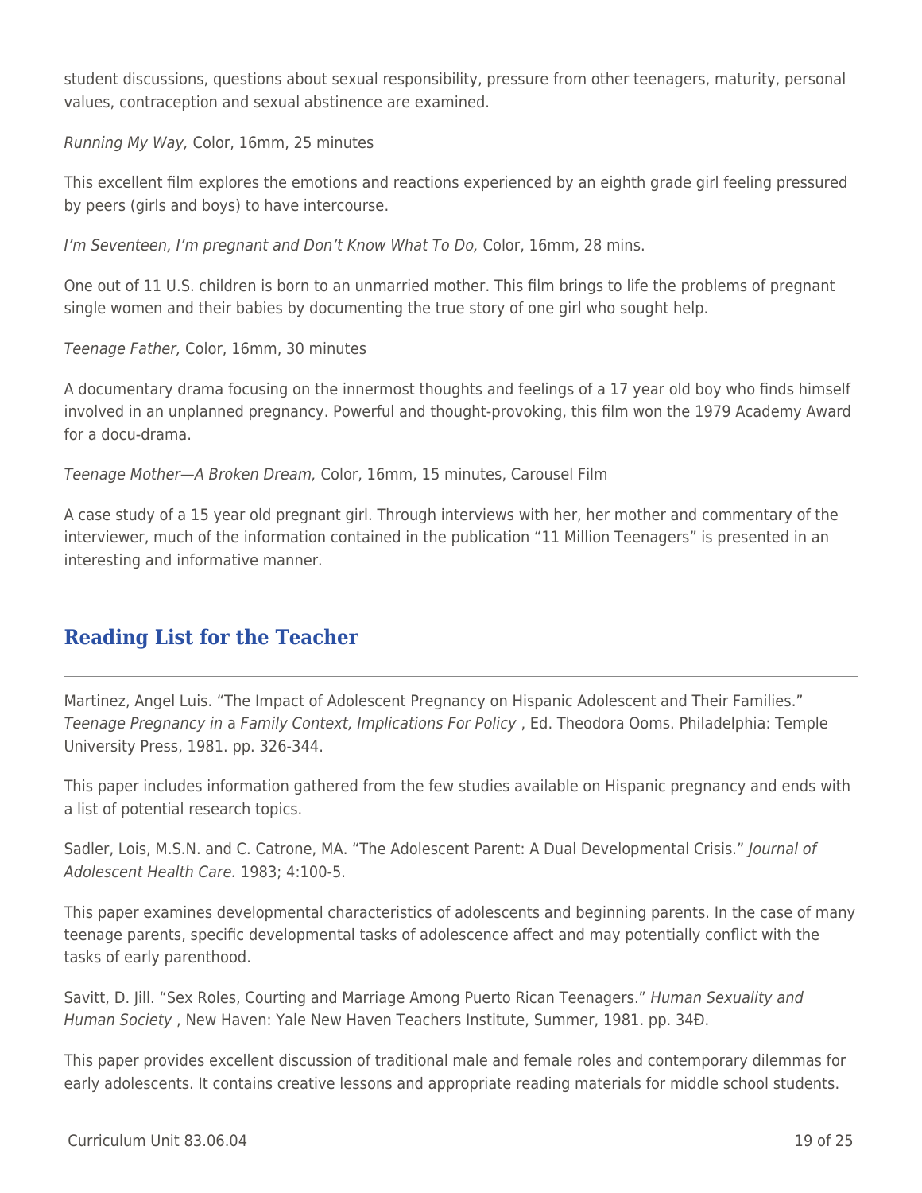student discussions, questions about sexual responsibility, pressure from other teenagers, maturity, personal values, contraception and sexual abstinence are examined.

*Running My Way,* Color, 16mm, 25 minutes

This excellent film explores the emotions and reactions experienced by an eighth grade girl feeling pressured by peers (girls and boys) to have intercourse.

*I'm Seventeen, I'm pregnant and Don't Know What To Do,* Color, 16mm, 28 mins.

One out of 11 U.S. children is born to an unmarried mother. This film brings to life the problems of pregnant single women and their babies by documenting the true story of one girl who sought help.

*Teenage Father,* Color, 16mm, 30 minutes

A documentary drama focusing on the innermost thoughts and feelings of a 17 year old boy who finds himself involved in an unplanned pregnancy. Powerful and thought-provoking, this film won the 1979 Academy Award for a docu-drama.

*Teenage Mother—A Broken Dream,* Color, 16mm, 15 minutes, Carousel Film

A case study of a 15 year old pregnant girl. Through interviews with her, her mother and commentary of the interviewer, much of the information contained in the publication "11 Million Teenagers" is presented in an interesting and informative manner.

## Reading List for the Teacher

Martinez, Angel Luis. "The Impact of Adolescent Pregnancy on Hispanic Adolescent and Their Families." *Teenage Pregnancy in* a *Family Context, Implications For Policy* , Ed. Theodora Ooms. Philadelphia: Temple University Press, 1981. pp. 326-344.

This paper includes information gathered from the few studies available on Hispanic pregnancy and ends with a list of potential research topics.

Sadler, Lois, M.S.N. and C. Catrone, MA. "The Adolescent Parent: A Dual Developmental Crisis." *Journal of Adolescent Health Care.* 1983; 4:100-5.

This paper examines developmental characteristics of adolescents and beginning parents. In the case of many teenage parents, specific developmental tasks of adolescence affect and may potentially conflict with the tasks of early parenthood.

Savitt, D. Jill. "Sex Roles, Courting and Marriage Among Puerto Rican Teenagers." *Human Sexuality and Human Society* , New Haven: Yale New Haven Teachers Institute, Summer, 1981. pp. 34Ð.

This paper provides excellent discussion of traditional male and female roles and contemporary dilemmas for early adolescents. It contains creative lessons and appropriate reading materials for middle school students.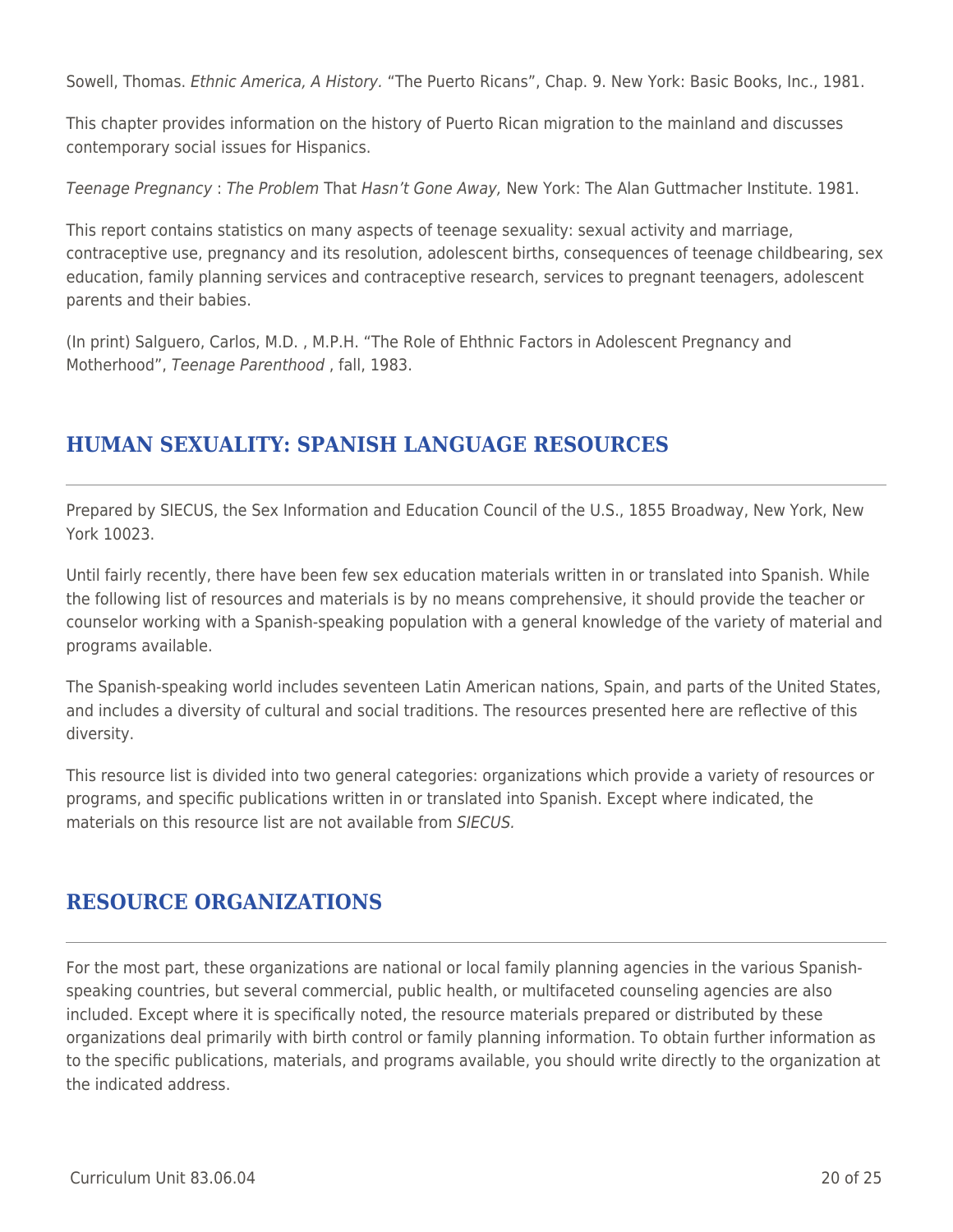Sowell, Thomas. *Ethnic America, A History.* "The Puerto Ricans", Chap. 9. New York: Basic Books, Inc., 1981.

This chapter provides information on the history of Puerto Rican migration to the mainland and discusses contemporary social issues for Hispanics.

*Teenage Pregnancy* : *The Problem* That *Hasn't Gone Away,* New York: The Alan Guttmacher Institute. 1981.

This report contains statistics on many aspects of teenage sexuality: sexual activity and marriage, contraceptive use, pregnancy and its resolution, adolescent births, consequences of teenage childbearing, sex education, family planning services and contraceptive research, services to pregnant teenagers, adolescent parents and their babies.

(In print) Salguero, Carlos, M.D. , M.P.H. "The Role of Ehthnic Factors in Adolescent Pregnancy and Motherhood", *Teenage Parenthood* , fall, 1983.

## HUMAN SEXUALITY: SPANISH LANGUAGE RESOURCES

Prepared by SIECUS, the Sex Information and Education Council of the U.S., 1855 Broadway, New York, New York 10023.

Until fairly recently, there have been few sex education materials written in or translated into Spanish. While the following list of resources and materials is by no means comprehensive, it should provide the teacher or counselor working with a Spanish-speaking population with a general knowledge of the variety of material and programs available.

The Spanish-speaking world includes seventeen Latin American nations, Spain, and parts of the United States, and includes a diversity of cultural and social traditions. The resources presented here are reflective of this diversity.

This resource list is divided into two general categories: organizations which provide a variety of resources or programs, and specific publications written in or translated into Spanish. Except where indicated, the materials on this resource list are not available from *SIECUS.*

## RESOURCE ORGANIZATIONS

For the most part, these organizations are national or local family planning agencies in the various Spanish-speaking countries, but several commercial, public health, or multifaceted counseling agencies are also included. Except where it is specifically noted, the resource materials prepared or distributed by these organizations deal primarily with birth control or family planning information. To obtain further information as to the specific publications, materials, and programs available, you should write directly to the organization at the indicated address.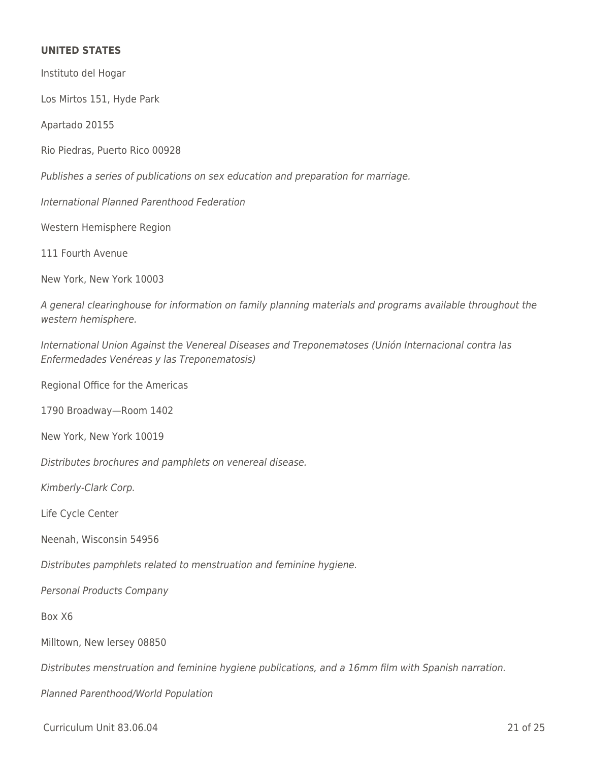**UNITED STATES**

Instituto del Hogar

Los Mirtos 151, Hyde Park

Apartado 20155

Rio Piedras, Puerto Rico 00928

*Publishes a series of publications on sex education and preparation for marriage.*

*International Planned Parenthood Federation*

Western Hemisphere Region

111 Fourth Avenue

New York, New York 10003

*A general clearinghouse for information on family planning materials and programs available throughout the western hemisphere.*

*International Union Against the Venereal Diseases and Treponematoses (Unión Internacional contra las Enfermedades Venéreas y las Treponematosis)*

Regional Office for the Americas

1790 Broadway—Room 1402

New York, New York 10019

*Distributes brochures and pamphlets on venereal disease.*

*Kimberly-Clark Corp.*

Life Cycle Center

Neenah, Wisconsin 54956

*Distributes pamphlets related to menstruation and feminine hygiene.*

*Personal Products Company*

Box X6

Milltown, New lersey 08850

*Distributes menstruation and feminine hygiene publications, and a 16mm film with Spanish narration.*

*Planned Parenthood/World Population*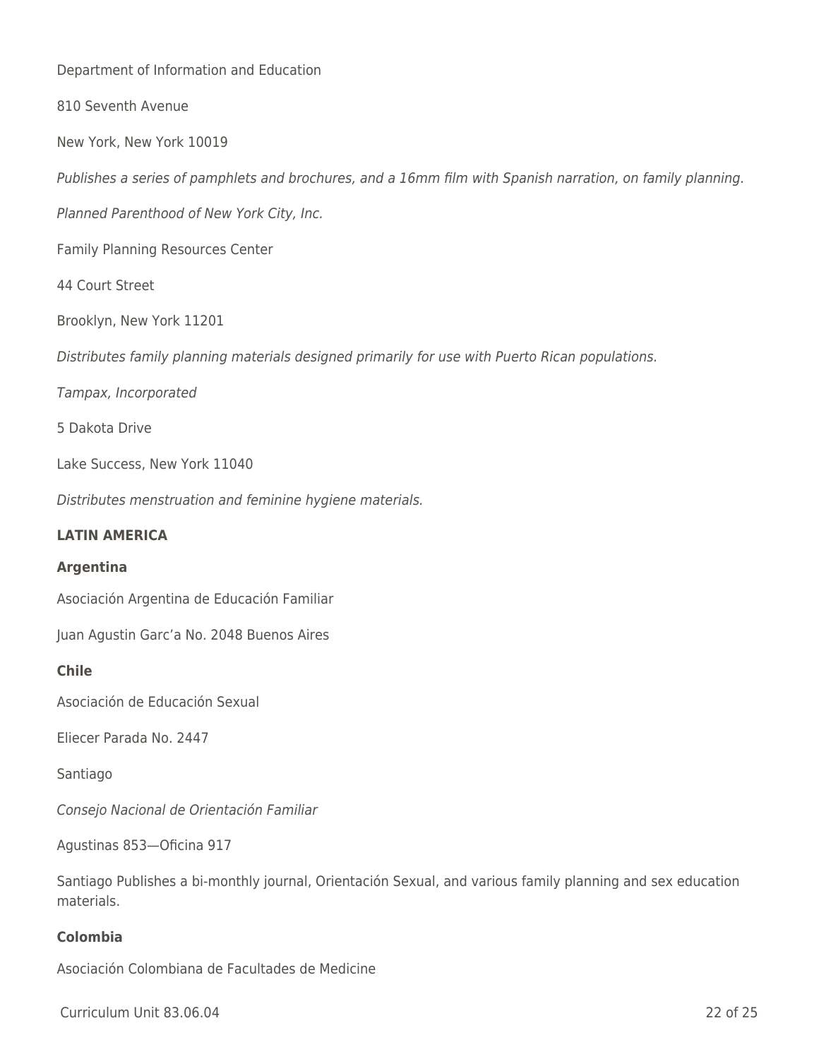Department of Information and Education

810 Seventh Avenue

New York, New York 10019

*Publishes a series of pamphlets and brochures, and a 16mm film with Spanish narration, on family planning.*

*Planned Parenthood of New York City, Inc.*

Family Planning Resources Center

44 Court Street

Brooklyn, New York 11201

*Distributes family planning materials designed primarily for use with Puerto Rican populations.*

*Tampax, Incorporated*

5 Dakota Drive

Lake Success, New York 11040

*Distributes menstruation and feminine hygiene materials.*

**LATIN AMERICA**

**Argentina**

Asociación Argentina de Educación Familiar

Juan Agustin Garc'a No. 2048 Buenos Aires

**Chile**

Asociación de Educación Sexual

Eliecer Parada No. 2447

Santiago

*Consejo Nacional de Orientación Familiar*

Agustinas 853—Oficina 917

Santiago Publishes a bi-monthly journal, Orientación Sexual, and various family planning and sex education materials.

**Colombia**

Asociación Colombiana de Facultades de Medicine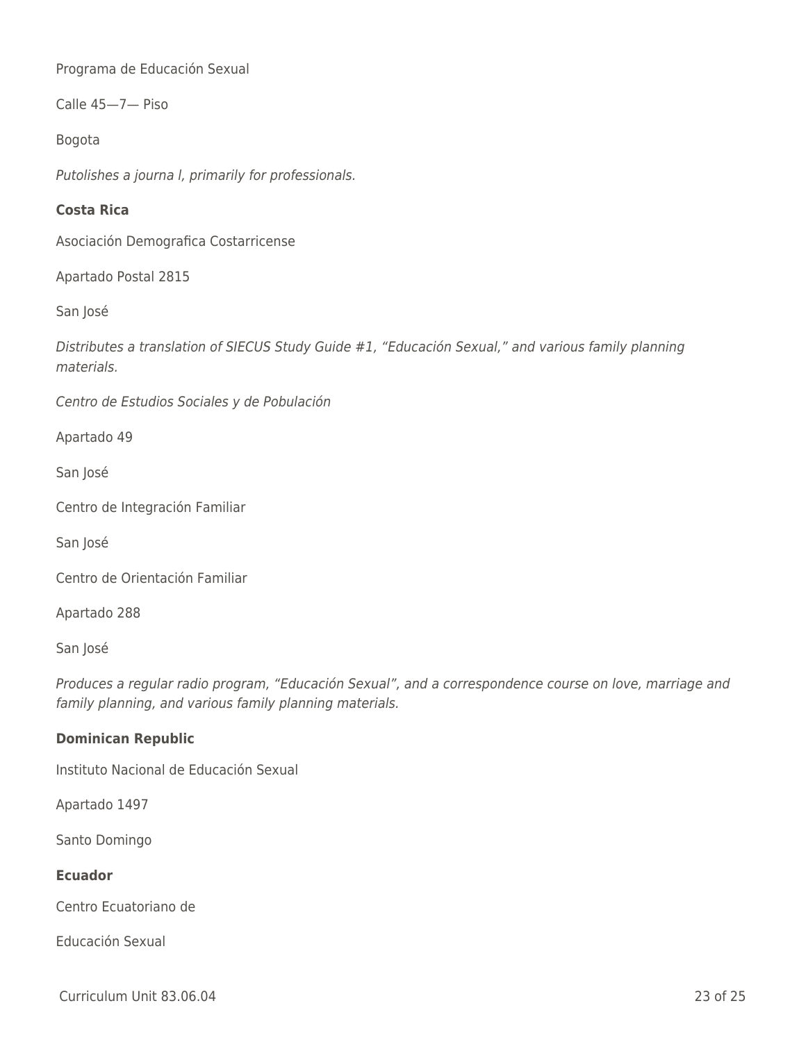Programa de Educación Sexual

Calle 45—7— Piso

Bogota

*Putolishes a journa l, primarily for professionals.*

**Costa Rica**

Asociación Demografica Costarricense

Apartado Postal 2815

San José

*Distributes a translation of SIECUS Study Guide #1, "Educación Sexual," and various family planning materials.*

*Centro de Estudios Sociales y de Población*

Apartado 49

San José

Centro de Integración Familiar

San José

Centro de Orientación Familiar

Apartado 288

San José

*Produces a regular radio program, "Educación Sexual", and a correspondence course on love, marriage and family planning, and various family planning materials.*

**Dominican Republic**

Instituto Nacional de Educación Sexual

Apartado 1497

Santo Domingo

**Ecuador**

Centro Ecuatoriano de

Educación Sexual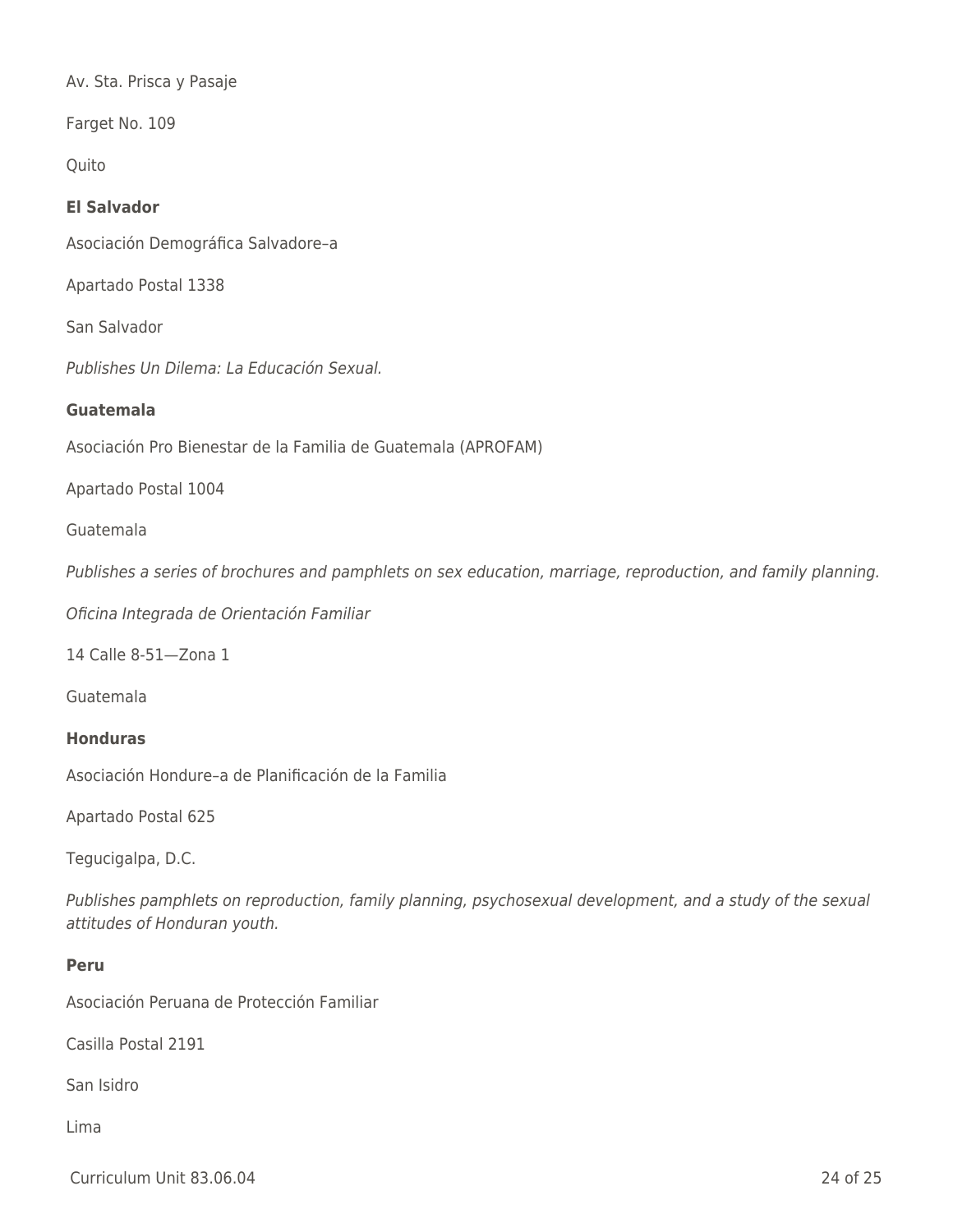Av. Sta. Prisca y Pasaje

Farget No. 109

Quito

**El Salvador**

Asociación Demográfica Salvadore–a

Apartado Postal 1338

San Salvador

*Publishes Un Dilema: La Educación Sexual.*

**Guatemala**

Asociación Pro Bienestar de la Familia de Guatemala (APROFAM)

Apartado Postal 1004

Guatemala

*Publishes a series of brochures and pamphlets on sex education, marriage, reproduction, and family planning.*

*Oficina Integrada de Orientación Familiar*

14 Calle 8-51—Zona 1

Guatemala

**Honduras**

Asociación Hondure–a de Planificación de la Familia

Apartado Postal 625

Tegucigalpa, D.C.

*Publishes pamphlets on reproduction, family planning, psychosexual development, and a study of the sexual attitudes of Honduran youth.*

**Peru**

Asociación Peruana de Protección Familiar

Casilla Postal 2191

San Isidro

Lima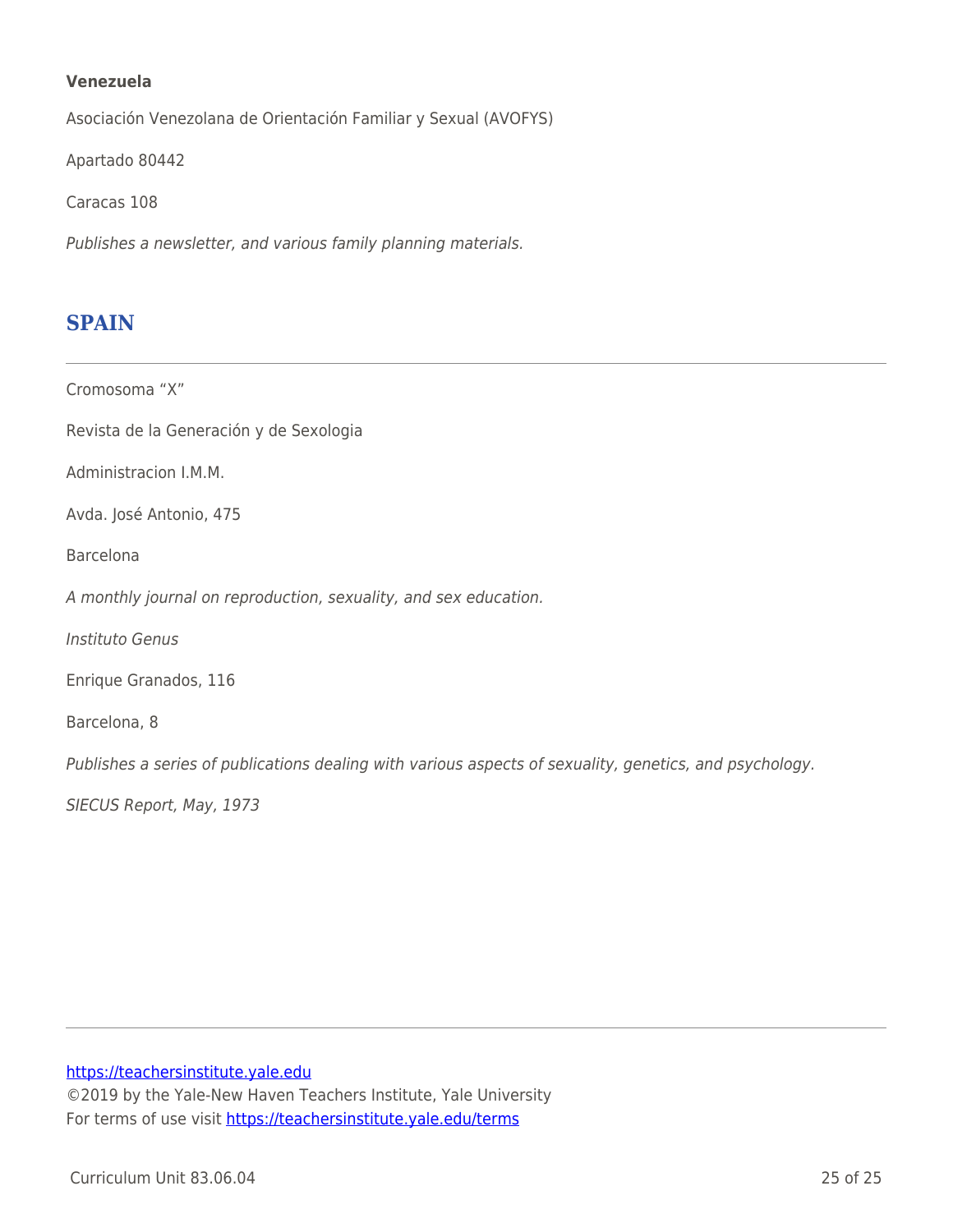**Venezuela**

Asociación Venezolana de Orientación Familiar y Sexual (AVOFYS)

Apartado 80442

Caracas 108

*Publishes a newsletter, and various family planning materials.*

## SPAIN

Cromosoma "X"

Revista de la Generación y de Sexologia

Administracion I.M.M.

Avda. José Antonio, 475

Barcelona

*A monthly journal on reproduction, sexuality, and sex education.*

*Instituto Genus*

Enrique Granados, 116

Barcelona, 8

*Publishes a series of publications dealing with various aspects of sexuality, genetics, and psychology.*

*SIECUS Report, May, 1973*

https://teachersinstitute.yale.edu
©2019 by the Yale-New Haven Teachers Institute, Yale University
For terms of use visit https://teachersinstitute.yale.edu/terms